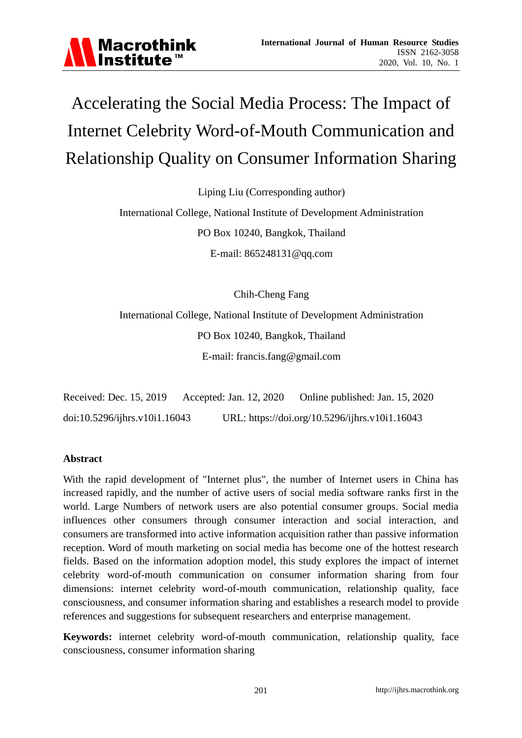# Accelerating the Social Media Process: The Impact of Internet Celebrity Word-of-Mouth Communication and Relationship Quality on Consumer Information Sharing

Liping Liu (Corresponding author)

International College, National Institute of Development Administration

PO Box 10240, Bangkok, Thailand

E-mail: 865248131@qq.com

Chih-Cheng Fang

International College, National Institute of Development Administration

PO Box 10240, Bangkok, Thailand

E-mail: francis.fang@gmail.com

Received: Dec. 15, 2019 Accepted: Jan. 12, 2020 Online published: Jan. 15, 2020

doi:10.5296/ijhrs.v10i1.16043 URL: https://doi.org/10.5296/ijhrs.v10i1.16043

## Abstract

With the rapid development of "Internet plus", the number of Internet users in China has increased rapidly, and the number of active users of social media software ranks first in the world. Large Numbers of network users are also potential consumer groups. Social media influences other consumers through consumer interaction and social interaction, and consumers are transformed into active information acquisition rather than passive information reception. Word of mouth marketing on social media has become one of the hottest research fields. Based on the information adoption model, this study explores the impact of internet celebrity word-of-mouth communication on consumer information sharing from four dimensions: internet celebrity word-of-mouth communication, relationship quality, face consciousness, and consumer information sharing and establishes a research model to provide references and suggestions for subsequent researchers and enterprise management.

**Keywords:** internet celebrity word-of-mouth communication, relationship quality, face consciousness, consumer information sharing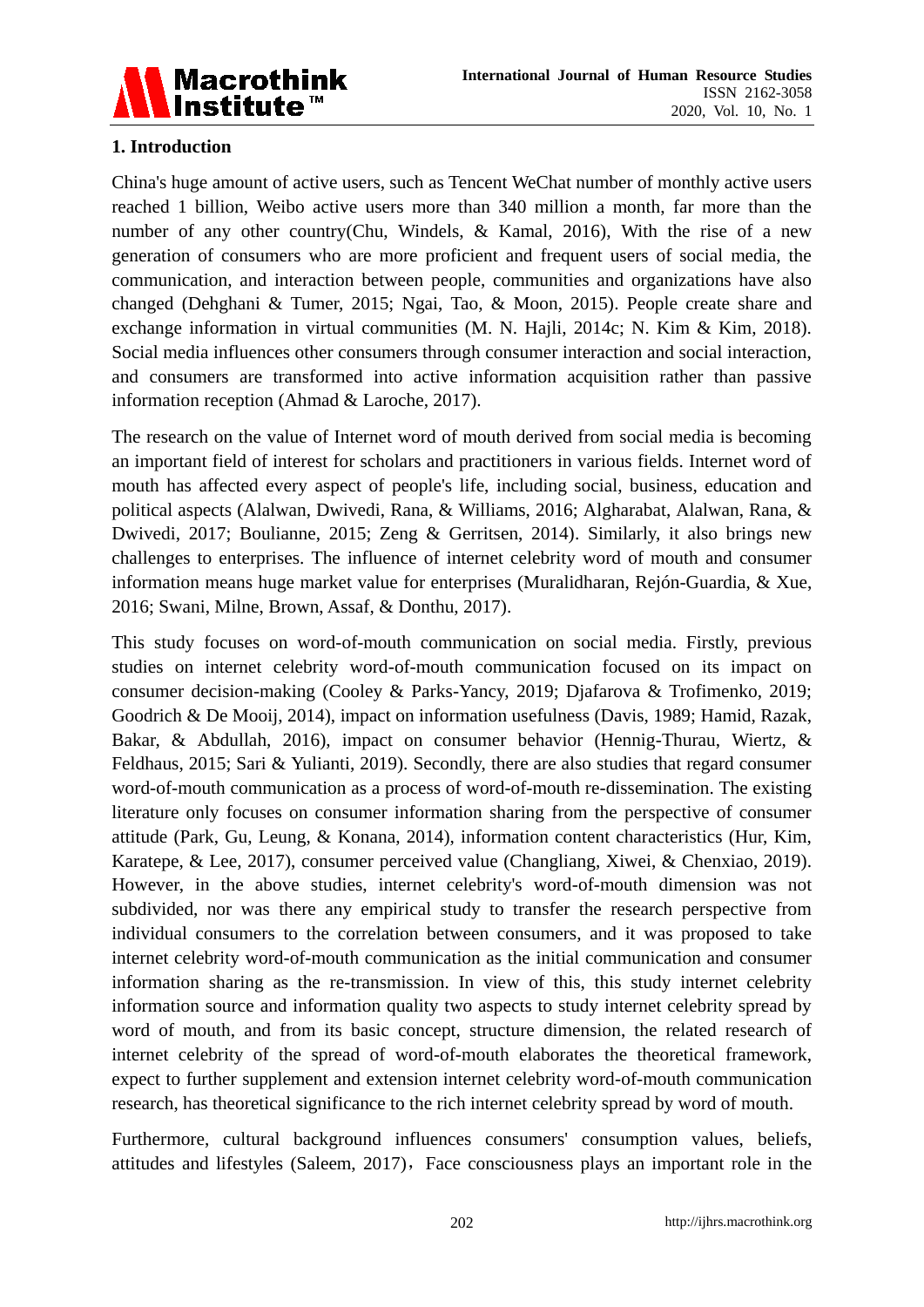## 1. Introduction

China's huge amount of active users, such as Tencent WeChat number of monthly active users reached 1 billion, Weibo active users more than 340 million a month, far more than the number of any other country(Chu, Windels, & Kamal, 2016), With the rise of a new generation of consumers who are more proficient and frequent users of social media, the communication, and interaction between people, communities and organizations have also changed (Dehghani & Tumer, 2015; Ngai, Tao, & Moon, 2015). People create share and exchange information in virtual communities (M. N. Hajli, 2014c; N. Kim & Kim, 2018). Social media influences other consumers through consumer interaction and social interaction, and consumers are transformed into active information acquisition rather than passive information reception (Ahmad & Laroche, 2017).

The research on the value of Internet word of mouth derived from social media is becoming an important field of interest for scholars and practitioners in various fields. Internet word of mouth has affected every aspect of people's life, including social, business, education and political aspects (Alalwan, Dwivedi, Rana, & Williams, 2016; Algharabat, Alalwan, Rana, & Dwivedi, 2017; Boulianne, 2015; Zeng & Gerritsen, 2014). Similarly, it also brings new challenges to enterprises. The influence of internet celebrity word of mouth and consumer information means huge market value for enterprises (Muralidharan, Rejón-Guardia, & Xue, 2016; Swani, Milne, Brown, Assaf, & Donthu, 2017).

This study focuses on word-of-mouth communication on social media. Firstly, previous studies on internet celebrity word-of-mouth communication focused on its impact on consumer decision-making (Cooley & Parks-Yancy, 2019; Djafarova & Trofimenko, 2019; Goodrich & De Mooij, 2014), impact on information usefulness (Davis, 1989; Hamid, Razak, Bakar, & Abdullah, 2016), impact on consumer behavior (Hennig-Thurau, Wiertz, & Feldhaus, 2015; Sari & Yulianti, 2019). Secondly, there are also studies that regard consumer word-of-mouth communication as a process of word-of-mouth re-dissemination. The existing literature only focuses on consumer information sharing from the perspective of consumer attitude (Park, Gu, Leung, & Konana, 2014), information content characteristics (Hur, Kim, Karatepe, & Lee, 2017), consumer perceived value (Changliang, Xiwei, & Chenxiao, 2019). However, in the above studies, internet celebrity's word-of-mouth dimension was not subdivided, nor was there any empirical study to transfer the research perspective from individual consumers to the correlation between consumers, and it was proposed to take internet celebrity word-of-mouth communication as the initial communication and consumer information sharing as the re-transmission. In view of this, this study internet celebrity information source and information quality two aspects to study internet celebrity spread by word of mouth, and from its basic concept, structure dimension, the related research of internet celebrity of the spread of word-of-mouth elaborates the theoretical framework, expect to further supplement and extension internet celebrity word-of-mouth communication research, has theoretical significance to the rich internet celebrity spread by word of mouth.

Furthermore, cultural background influences consumers' consumption values, beliefs, attitudes and lifestyles (Saleem, 2017)，Face consciousness plays an important role in the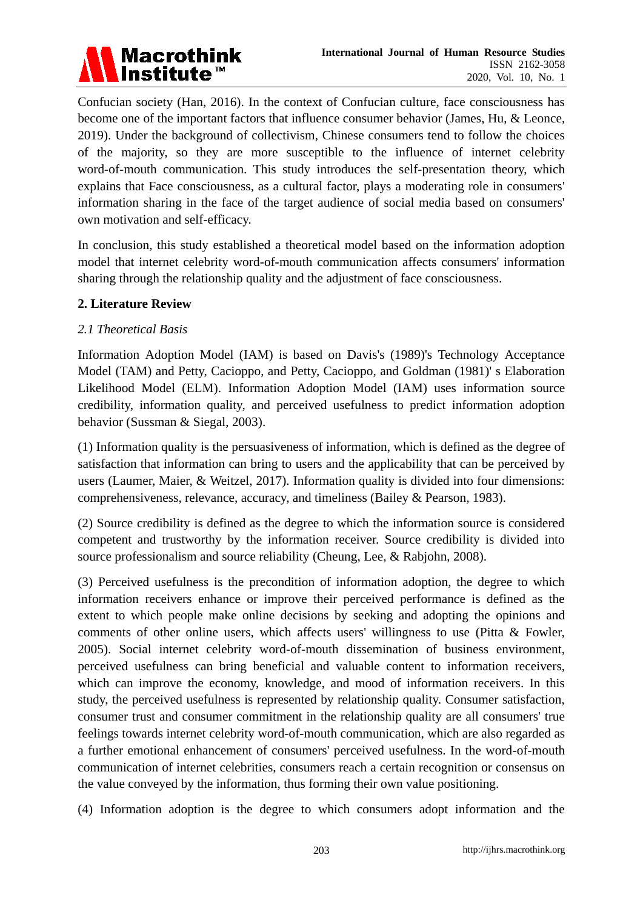Confucian society (Han, 2016). In the context of Confucian culture, face consciousness has become one of the important factors that influence consumer behavior (James, Hu, & Leonce, 2019). Under the background of collectivism, Chinese consumers tend to follow the choices of the majority, so they are more susceptible to the influence of internet celebrity word-of-mouth communication. This study introduces the self-presentation theory, which explains that Face consciousness, as a cultural factor, plays a moderating role in consumers' information sharing in the face of the target audience of social media based on consumers' own motivation and self-efficacy.

In conclusion, this study established a theoretical model based on the information adoption model that internet celebrity word-of-mouth communication affects consumers' information sharing through the relationship quality and the adjustment of face consciousness.

## 2. Literature Review

### *2.1 Theoretical Basis*

Information Adoption Model (IAM) is based on Davis's (1989)'s Technology Acceptance Model (TAM) and Petty, Cacioppo, and Petty, Cacioppo, and Goldman (1981)' s Elaboration Likelihood Model (ELM). Information Adoption Model (IAM) uses information source credibility, information quality, and perceived usefulness to predict information adoption behavior (Sussman & Siegal, 2003).

(1) Information quality is the persuasiveness of information, which is defined as the degree of satisfaction that information can bring to users and the applicability that can be perceived by users (Laumer, Maier, & Weitzel, 2017). Information quality is divided into four dimensions: comprehensiveness, relevance, accuracy, and timeliness (Bailey & Pearson, 1983).

(2) Source credibility is defined as the degree to which the information source is considered competent and trustworthy by the information receiver. Source credibility is divided into source professionalism and source reliability (Cheung, Lee, & Rabjohn, 2008).

(3) Perceived usefulness is the precondition of information adoption, the degree to which information receivers enhance or improve their perceived performance is defined as the extent to which people make online decisions by seeking and adopting the opinions and comments of other online users, which affects users' willingness to use (Pitta & Fowler, 2005). Social internet celebrity word-of-mouth dissemination of business environment, perceived usefulness can bring beneficial and valuable content to information receivers, which can improve the economy, knowledge, and mood of information receivers. In this study, the perceived usefulness is represented by relationship quality. Consumer satisfaction, consumer trust and consumer commitment in the relationship quality are all consumers' true feelings towards internet celebrity word-of-mouth communication, which are also regarded as a further emotional enhancement of consumers' perceived usefulness. In the word-of-mouth communication of internet celebrities, consumers reach a certain recognition or consensus on the value conveyed by the information, thus forming their own value positioning.

(4) Information adoption is the degree to which consumers adopt information and the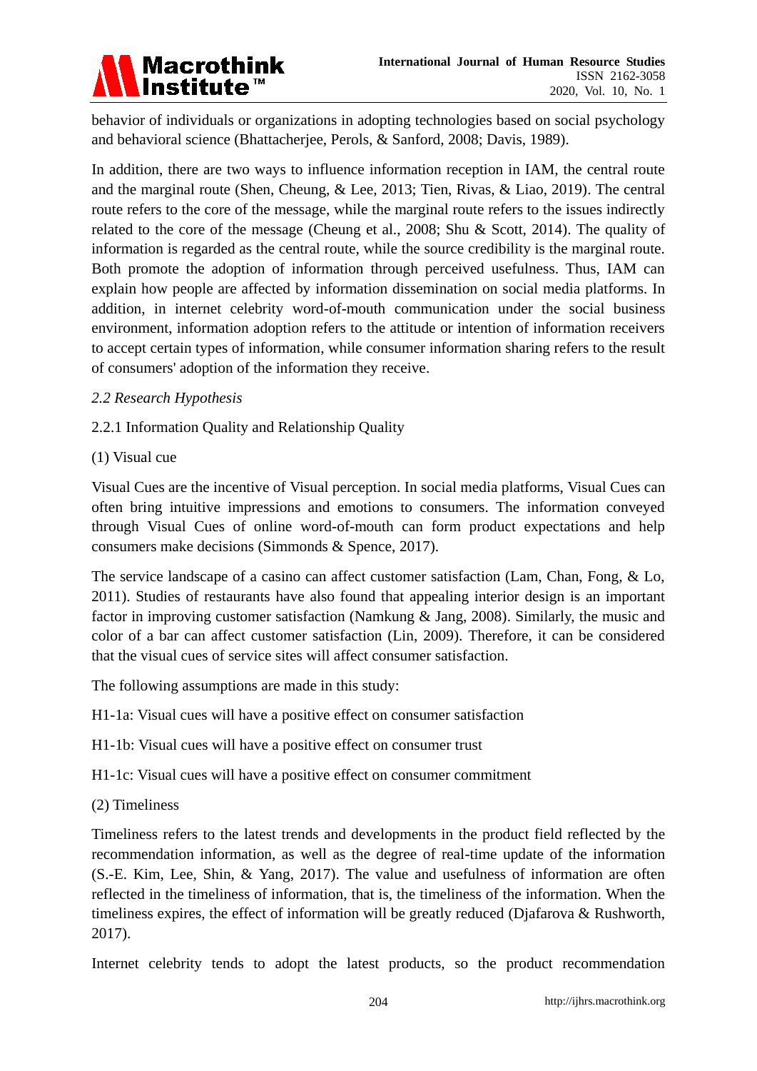behavior of individuals or organizations in adopting technologies based on social psychology and behavioral science (Bhattacherjee, Perols, & Sanford, 2008; Davis, 1989).

In addition, there are two ways to influence information reception in IAM, the central route and the marginal route (Shen, Cheung, & Lee, 2013; Tien, Rivas, & Liao, 2019). The central route refers to the core of the message, while the marginal route refers to the issues indirectly related to the core of the message (Cheung et al., 2008; Shu & Scott, 2014). The quality of information is regarded as the central route, while the source credibility is the marginal route. Both promote the adoption of information through perceived usefulness. Thus, IAM can explain how people are affected by information dissemination on social media platforms. In addition, in internet celebrity word-of-mouth communication under the social business environment, information adoption refers to the attitude or intention of information receivers to accept certain types of information, while consumer information sharing refers to the result of consumers' adoption of the information they receive.

### *2.2 Research Hypothesis*

#### 2.2.1 Information Quality and Relationship Quality

(1) Visual cue

Visual Cues are the incentive of Visual perception. In social media platforms, Visual Cues can often bring intuitive impressions and emotions to consumers. The information conveyed through Visual Cues of online word-of-mouth can form product expectations and help consumers make decisions (Simmonds & Spence, 2017).

The service landscape of a casino can affect customer satisfaction (Lam, Chan, Fong, & Lo, 2011). Studies of restaurants have also found that appealing interior design is an important factor in improving customer satisfaction (Namkung & Jang, 2008). Similarly, the music and color of a bar can affect customer satisfaction (Lin, 2009). Therefore, it can be considered that the visual cues of service sites will affect consumer satisfaction.

The following assumptions are made in this study:

H1-1a: Visual cues will have a positive effect on consumer satisfaction

H1-1b: Visual cues will have a positive effect on consumer trust

H1-1c: Visual cues will have a positive effect on consumer commitment

(2) Timeliness

Timeliness refers to the latest trends and developments in the product field reflected by the recommendation information, as well as the degree of real-time update of the information (S.-E. Kim, Lee, Shin, & Yang, 2017). The value and usefulness of information are often reflected in the timeliness of information, that is, the timeliness of the information. When the timeliness expires, the effect of information will be greatly reduced (Djafarova & Rushworth, 2017).

Internet celebrity tends to adopt the latest products, so the product recommendation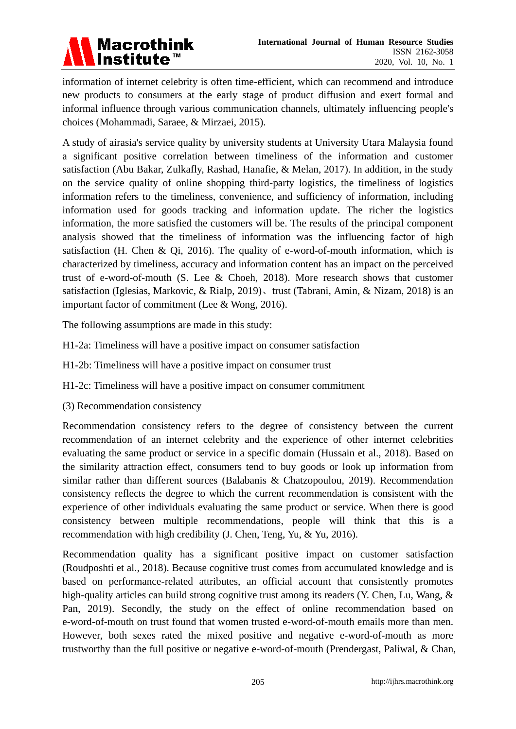information of internet celebrity is often time-efficient, which can recommend and introduce new products to consumers at the early stage of product diffusion and exert formal and informal influence through various communication channels, ultimately influencing people's choices (Mohammadi, Saraee, & Mirzaei, 2015).

A study of airasia's service quality by university students at University Utara Malaysia found a significant positive correlation between timeliness of the information and customer satisfaction (Abu Bakar, Zulkafly, Rashad, Hanafie, & Melan, 2017). In addition, in the study on the service quality of online shopping third-party logistics, the timeliness of logistics information refers to the timeliness, convenience, and sufficiency of information, including information used for goods tracking and information update. The richer the logistics information, the more satisfied the customers will be. The results of the principal component analysis showed that the timeliness of information was the influencing factor of high satisfaction (H. Chen & Qi, 2016). The quality of e-word-of-mouth information, which is characterized by timeliness, accuracy and information content has an impact on the perceived trust of e-word-of-mouth (S. Lee & Choeh, 2018). More research shows that customer satisfaction (Iglesias, Markovic, & Rialp, 2019)、trust (Tabrani, Amin, & Nizam, 2018) is an important factor of commitment (Lee & Wong, 2016).

The following assumptions are made in this study:

H1-2a: Timeliness will have a positive impact on consumer satisfaction

H1-2b: Timeliness will have a positive impact on consumer trust

H1-2c: Timeliness will have a positive impact on consumer commitment

(3) Recommendation consistency

Recommendation consistency refers to the degree of consistency between the current recommendation of an internet celebrity and the experience of other internet celebrities evaluating the same product or service in a specific domain (Hussain et al., 2018). Based on the similarity attraction effect, consumers tend to buy goods or look up information from similar rather than different sources (Balabanis & Chatzopoulou, 2019). Recommendation consistency reflects the degree to which the current recommendation is consistent with the experience of other individuals evaluating the same product or service. When there is good consistency between multiple recommendations, people will think that this is a recommendation with high credibility (J. Chen, Teng, Yu, & Yu, 2016).

Recommendation quality has a significant positive impact on customer satisfaction (Roudposhti et al., 2018). Because cognitive trust comes from accumulated knowledge and is based on performance-related attributes, an official account that consistently promotes high-quality articles can build strong cognitive trust among its readers (Y. Chen, Lu, Wang, & Pan, 2019). Secondly, the study on the effect of online recommendation based on e-word-of-mouth on trust found that women trusted e-word-of-mouth emails more than men. However, both sexes rated the mixed positive and negative e-word-of-mouth as more trustworthy than the full positive or negative e-word-of-mouth (Prendergast, Paliwal, & Chan,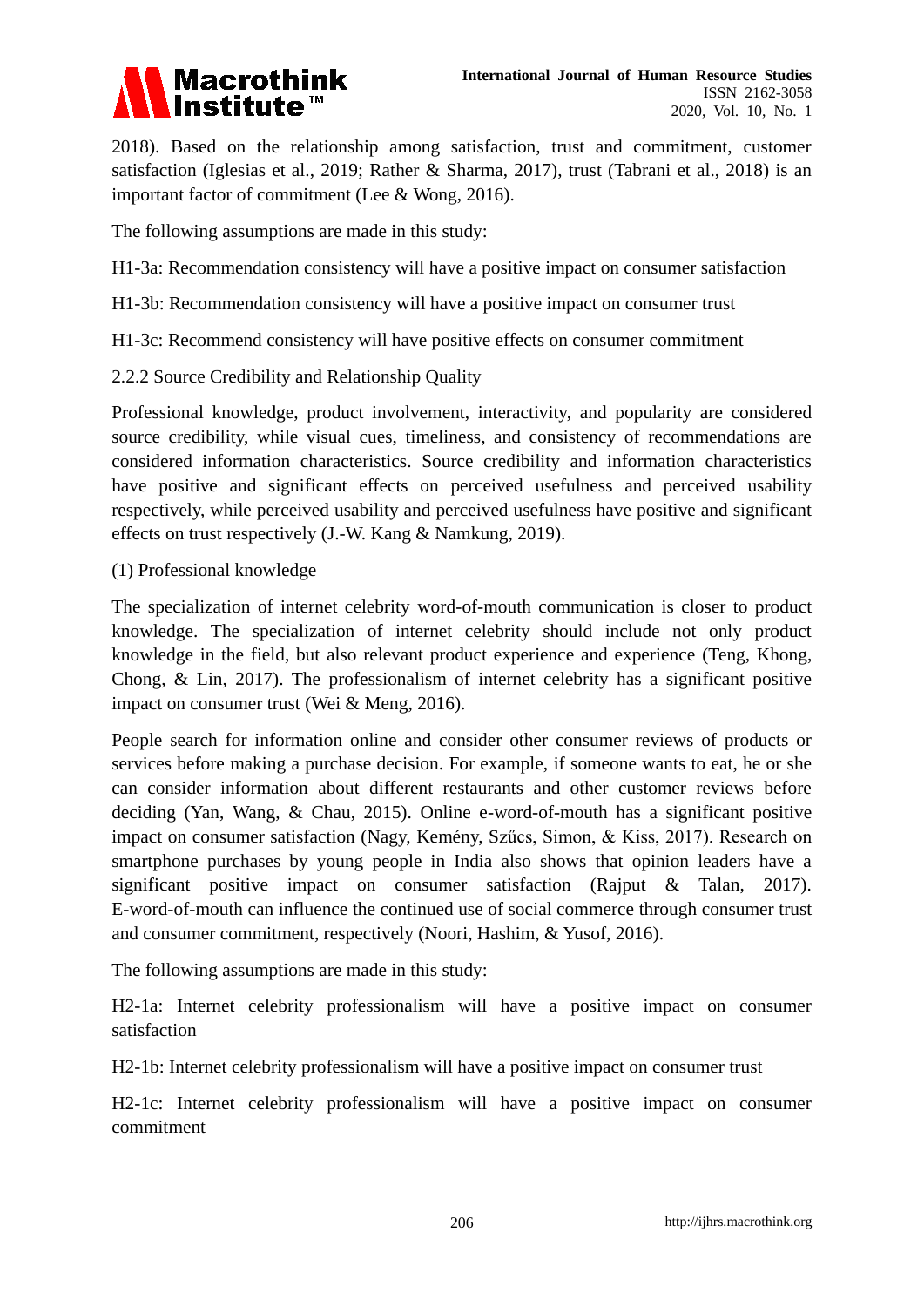2018). Based on the relationship among satisfaction, trust and commitment, customer satisfaction (Iglesias et al., 2019; Rather & Sharma, 2017), trust (Tabrani et al., 2018) is an important factor of commitment (Lee & Wong, 2016).

The following assumptions are made in this study:

H1-3a: Recommendation consistency will have a positive impact on consumer satisfaction

H1-3b: Recommendation consistency will have a positive impact on consumer trust

H1-3c: Recommend consistency will have positive effects on consumer commitment

### 2.2.2 Source Credibility and Relationship Quality

Professional knowledge, product involvement, interactivity, and popularity are considered source credibility, while visual cues, timeliness, and consistency of recommendations are considered information characteristics. Source credibility and information characteristics have positive and significant effects on perceived usefulness and perceived usability respectively, while perceived usability and perceived usefulness have positive and significant effects on trust respectively (J.-W. Kang & Namkung, 2019).

(1) Professional knowledge

The specialization of internet celebrity word-of-mouth communication is closer to product knowledge. The specialization of internet celebrity should include not only product knowledge in the field, but also relevant product experience and experience (Teng, Khong, Chong, & Lin, 2017). The professionalism of internet celebrity has a significant positive impact on consumer trust (Wei & Meng, 2016).

People search for information online and consider other consumer reviews of products or services before making a purchase decision. For example, if someone wants to eat, he or she can consider information about different restaurants and other customer reviews before deciding (Yan, Wang, & Chau, 2015). Online e-word-of-mouth has a significant positive impact on consumer satisfaction (Nagy, Kemény, Szűcs, Simon, & Kiss, 2017). Research on smartphone purchases by young people in India also shows that opinion leaders have a significant positive impact on consumer satisfaction (Rajput & Talan, 2017). E-word-of-mouth can influence the continued use of social commerce through consumer trust and consumer commitment, respectively (Noori, Hashim, & Yusof, 2016).

The following assumptions are made in this study:

H2-1a: Internet celebrity professionalism will have a positive impact on consumer satisfaction

H2-1b: Internet celebrity professionalism will have a positive impact on consumer trust

H2-1c: Internet celebrity professionalism will have a positive impact on consumer commitment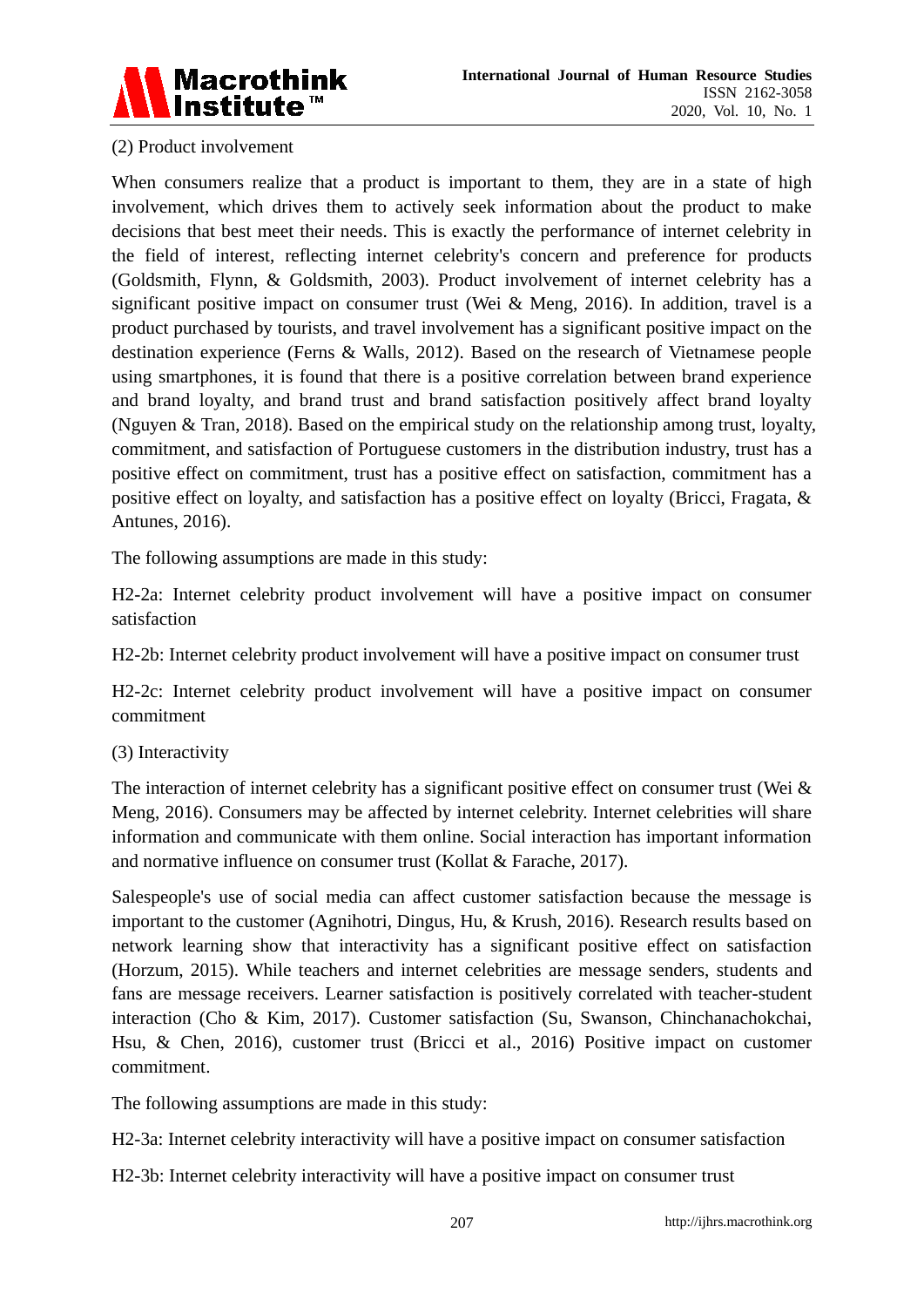(2) Product involvement

When consumers realize that a product is important to them, they are in a state of high involvement, which drives them to actively seek information about the product to make decisions that best meet their needs. This is exactly the performance of internet celebrity in the field of interest, reflecting internet celebrity's concern and preference for products (Goldsmith, Flynn, & Goldsmith, 2003). Product involvement of internet celebrity has a significant positive impact on consumer trust (Wei & Meng, 2016). In addition, travel is a product purchased by tourists, and travel involvement has a significant positive impact on the destination experience (Ferns & Walls, 2012). Based on the research of Vietnamese people using smartphones, it is found that there is a positive correlation between brand experience and brand loyalty, and brand trust and brand satisfaction positively affect brand loyalty (Nguyen & Tran, 2018). Based on the empirical study on the relationship among trust, loyalty, commitment, and satisfaction of Portuguese customers in the distribution industry, trust has a positive effect on commitment, trust has a positive effect on satisfaction, commitment has a positive effect on loyalty, and satisfaction has a positive effect on loyalty (Bricci, Fragata, & Antunes, 2016).

The following assumptions are made in this study:

H2-2a: Internet celebrity product involvement will have a positive impact on consumer satisfaction

H2-2b: Internet celebrity product involvement will have a positive impact on consumer trust

H2-2c: Internet celebrity product involvement will have a positive impact on consumer commitment

(3) Interactivity

The interaction of internet celebrity has a significant positive effect on consumer trust (Wei & Meng, 2016). Consumers may be affected by internet celebrity. Internet celebrities will share information and communicate with them online. Social interaction has important information and normative influence on consumer trust (Kollat & Farache, 2017).

Salespeople's use of social media can affect customer satisfaction because the message is important to the customer (Agnihotri, Dingus, Hu, & Krush, 2016). Research results based on network learning show that interactivity has a significant positive effect on satisfaction (Horzum, 2015). While teachers and internet celebrities are message senders, students and fans are message receivers. Learner satisfaction is positively correlated with teacher-student interaction (Cho & Kim, 2017). Customer satisfaction (Su, Swanson, Chinchanachokchai, Hsu, & Chen, 2016), customer trust (Bricci et al., 2016) Positive impact on customer commitment.

The following assumptions are made in this study:

H2-3a: Internet celebrity interactivity will have a positive impact on consumer satisfaction

H2-3b: Internet celebrity interactivity will have a positive impact on consumer trust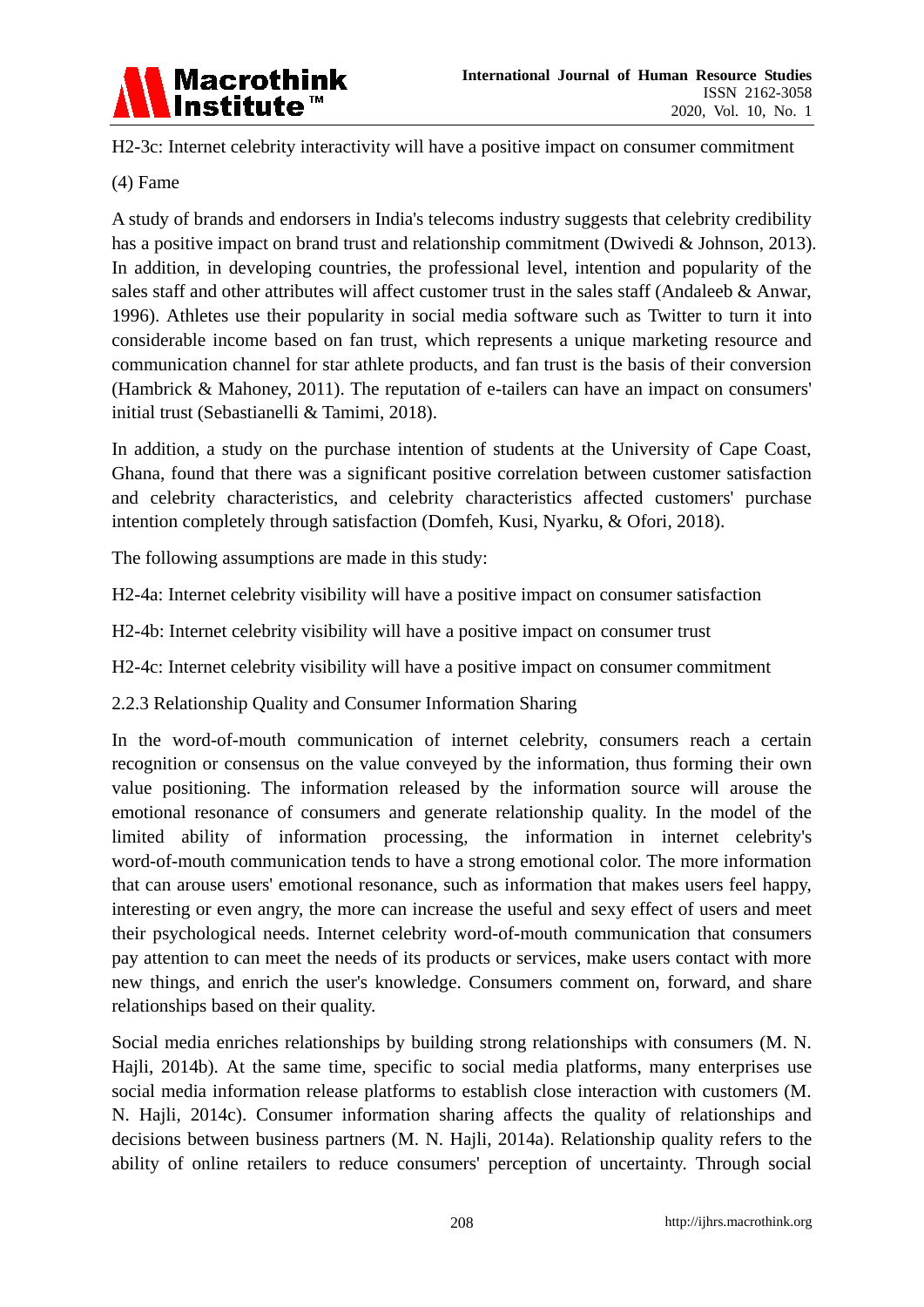H2-3c: Internet celebrity interactivity will have a positive impact on consumer commitment

(4) Fame

A study of brands and endorsers in India's telecoms industry suggests that celebrity credibility has a positive impact on brand trust and relationship commitment (Dwivedi & Johnson, 2013). In addition, in developing countries, the professional level, intention and popularity of the sales staff and other attributes will affect customer trust in the sales staff (Andaleeb & Anwar, 1996). Athletes use their popularity in social media software such as Twitter to turn it into considerable income based on fan trust, which represents a unique marketing resource and communication channel for star athlete products, and fan trust is the basis of their conversion (Hambrick & Mahoney, 2011). The reputation of e-tailers can have an impact on consumers' initial trust (Sebastianelli & Tamimi, 2018).

In addition, a study on the purchase intention of students at the University of Cape Coast, Ghana, found that there was a significant positive correlation between customer satisfaction and celebrity characteristics, and celebrity characteristics affected customers' purchase intention completely through satisfaction (Domfeh, Kusi, Nyarku, & Ofori, 2018).

The following assumptions are made in this study:

H2-4a: Internet celebrity visibility will have a positive impact on consumer satisfaction

H2-4b: Internet celebrity visibility will have a positive impact on consumer trust

H2-4c: Internet celebrity visibility will have a positive impact on consumer commitment

### 2.2.3 Relationship Quality and Consumer Information Sharing

In the word-of-mouth communication of internet celebrity, consumers reach a certain recognition or consensus on the value conveyed by the information, thus forming their own value positioning. The information released by the information source will arouse the emotional resonance of consumers and generate relationship quality. In the model of the limited ability of information processing, the information in internet celebrity's word-of-mouth communication tends to have a strong emotional color. The more information that can arouse users' emotional resonance, such as information that makes users feel happy, interesting or even angry, the more can increase the useful and sexy effect of users and meet their psychological needs. Internet celebrity word-of-mouth communication that consumers pay attention to can meet the needs of its products or services, make users contact with more new things, and enrich the user's knowledge. Consumers comment on, forward, and share relationships based on their quality.

Social media enriches relationships by building strong relationships with consumers (M. N. Hajli, 2014b). At the same time, specific to social media platforms, many enterprises use social media information release platforms to establish close interaction with customers (M. N. Hajli, 2014c). Consumer information sharing affects the quality of relationships and decisions between business partners (M. N. Hajli, 2014a). Relationship quality refers to the ability of online retailers to reduce consumers' perception of uncertainty. Through social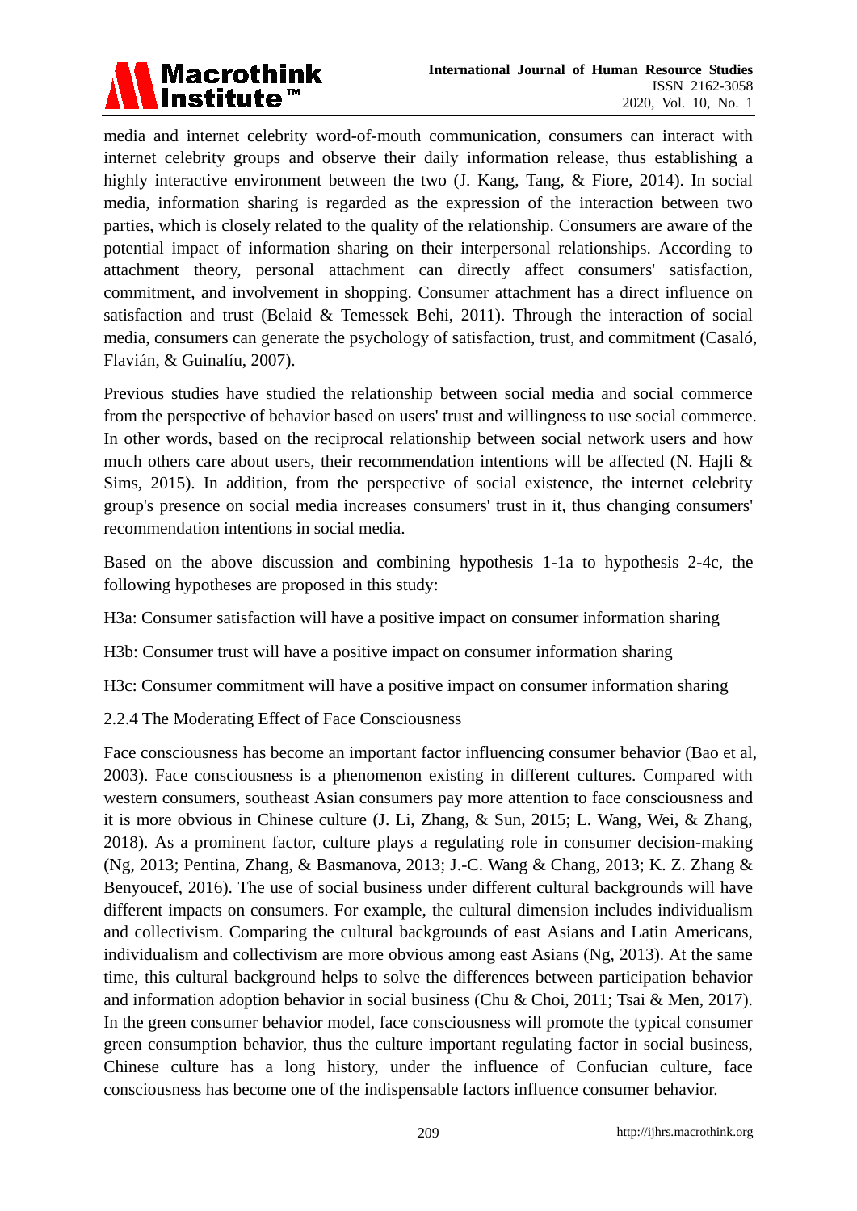media and internet celebrity word-of-mouth communication, consumers can interact with internet celebrity groups and observe their daily information release, thus establishing a highly interactive environment between the two (J. Kang, Tang, & Fiore, 2014). In social media, information sharing is regarded as the expression of the interaction between two parties, which is closely related to the quality of the relationship. Consumers are aware of the potential impact of information sharing on their interpersonal relationships. According to attachment theory, personal attachment can directly affect consumers' satisfaction, commitment, and involvement in shopping. Consumer attachment has a direct influence on satisfaction and trust (Belaid & Temessek Behi, 2011). Through the interaction of social media, consumers can generate the psychology of satisfaction, trust, and commitment (Casaló, Flavián, & Guinalíu, 2007).

Previous studies have studied the relationship between social media and social commerce from the perspective of behavior based on users' trust and willingness to use social commerce. In other words, based on the reciprocal relationship between social network users and how much others care about users, their recommendation intentions will be affected (N. Hajli & Sims, 2015). In addition, from the perspective of social existence, the internet celebrity group's presence on social media increases consumers' trust in it, thus changing consumers' recommendation intentions in social media.

Based on the above discussion and combining hypothesis 1-1a to hypothesis 2-4c, the following hypotheses are proposed in this study:

H3a: Consumer satisfaction will have a positive impact on consumer information sharing

H3b: Consumer trust will have a positive impact on consumer information sharing

H3c: Consumer commitment will have a positive impact on consumer information sharing

### 2.2.4 The Moderating Effect of Face Consciousness

Face consciousness has become an important factor influencing consumer behavior (Bao et al, 2003). Face consciousness is a phenomenon existing in different cultures. Compared with western consumers, southeast Asian consumers pay more attention to face consciousness and it is more obvious in Chinese culture (J. Li, Zhang, & Sun, 2015; L. Wang, Wei, & Zhang, 2018). As a prominent factor, culture plays a regulating role in consumer decision-making (Ng, 2013; Pentina, Zhang, & Basmanova, 2013; J.-C. Wang & Chang, 2013; K. Z. Zhang & Benyoucef, 2016). The use of social business under different cultural backgrounds will have different impacts on consumers. For example, the cultural dimension includes individualism and collectivism. Comparing the cultural backgrounds of east Asians and Latin Americans, individualism and collectivism are more obvious among east Asians (Ng, 2013). At the same time, this cultural background helps to solve the differences between participation behavior and information adoption behavior in social business (Chu & Choi, 2011; Tsai & Men, 2017). In the green consumer behavior model, face consciousness will promote the typical consumer green consumption behavior, thus the culture important regulating factor in social business, Chinese culture has a long history, under the influence of Confucian culture, face consciousness has become one of the indispensable factors influence consumer behavior.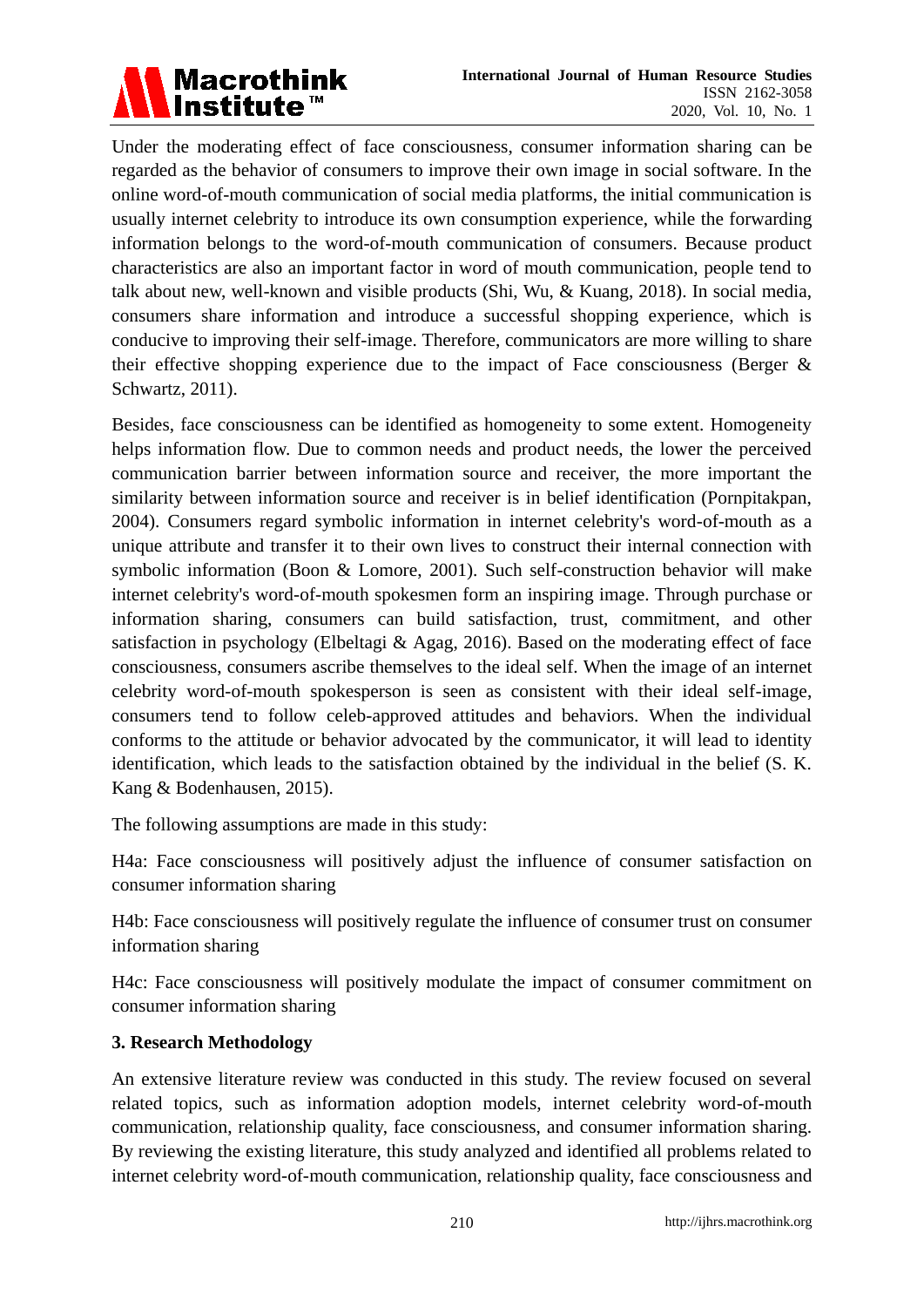Under the moderating effect of face consciousness, consumer information sharing can be regarded as the behavior of consumers to improve their own image in social software. In the online word-of-mouth communication of social media platforms, the initial communication is usually internet celebrity to introduce its own consumption experience, while the forwarding information belongs to the word-of-mouth communication of consumers. Because product characteristics are also an important factor in word of mouth communication, people tend to talk about new, well-known and visible products (Shi, Wu, & Kuang, 2018). In social media, consumers share information and introduce a successful shopping experience, which is conducive to improving their self-image. Therefore, communicators are more willing to share their effective shopping experience due to the impact of Face consciousness (Berger & Schwartz, 2011).

Besides, face consciousness can be identified as homogeneity to some extent. Homogeneity helps information flow. Due to common needs and product needs, the lower the perceived communication barrier between information source and receiver, the more important the similarity between information source and receiver is in belief identification (Pornpitakpan, 2004). Consumers regard symbolic information in internet celebrity's word-of-mouth as a unique attribute and transfer it to their own lives to construct their internal connection with symbolic information (Boon & Lomore, 2001). Such self-construction behavior will make internet celebrity's word-of-mouth spokesmen form an inspiring image. Through purchase or information sharing, consumers can build satisfaction, trust, commitment, and other satisfaction in psychology (Elbeltagi & Agag, 2016). Based on the moderating effect of face consciousness, consumers ascribe themselves to the ideal self. When the image of an internet celebrity word-of-mouth spokesperson is seen as consistent with their ideal self-image, consumers tend to follow celeb-approved attitudes and behaviors. When the individual conforms to the attitude or behavior advocated by the communicator, it will lead to identity identification, which leads to the satisfaction obtained by the individual in the belief (S. K. Kang & Bodenhausen, 2015).

The following assumptions are made in this study:

H4a: Face consciousness will positively adjust the influence of consumer satisfaction on consumer information sharing

H4b: Face consciousness will positively regulate the influence of consumer trust on consumer information sharing

H4c: Face consciousness will positively modulate the impact of consumer commitment on consumer information sharing

## 3. Research Methodology

An extensive literature review was conducted in this study. The review focused on several related topics, such as information adoption models, internet celebrity word-of-mouth communication, relationship quality, face consciousness, and consumer information sharing. By reviewing the existing literature, this study analyzed and identified all problems related to internet celebrity word-of-mouth communication, relationship quality, face consciousness and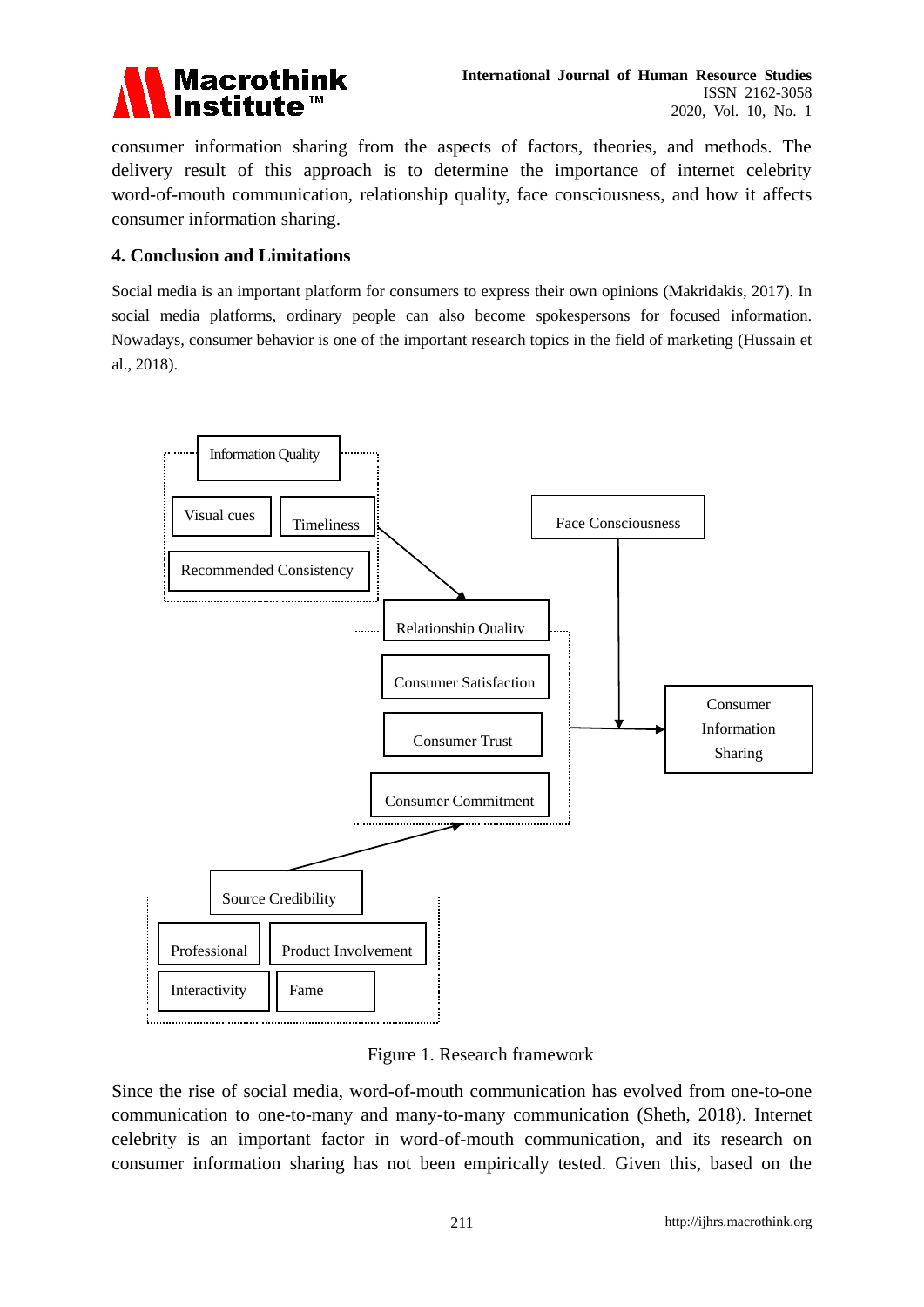consumer information sharing from the aspects of factors, theories, and methods. The delivery result of this approach is to determine the importance of internet celebrity word-of-mouth communication, relationship quality, face consciousness, and how it affects consumer information sharing.

## 4. Conclusion and Limitations

Social media is an important platform for consumers to express their own opinions (Makridakis, 2017). In social media platforms, ordinary people can also become spokespersons for focused information. Nowadays, consumer behavior is one of the important research topics in the field of marketing (Hussain et al., 2018).

Information Quality

Visual cues

Timeliness

Recommended Consistency

Face Consciousness

Relationship Quality

Consumer Satisfaction

Consumer Trust

Consumer Commitment

Consumer Information Sharing

Source Credibility

Professional

Product Involvement

Interactivity

Fame

Figure 1. Research framework

Since the rise of social media, word-of-mouth communication has evolved from one-to-one communication to one-to-many and many-to-many communication (Sheth, 2018). Internet celebrity is an important factor in word-of-mouth communication, and its research on consumer information sharing has not been empirically tested. Given this, based on the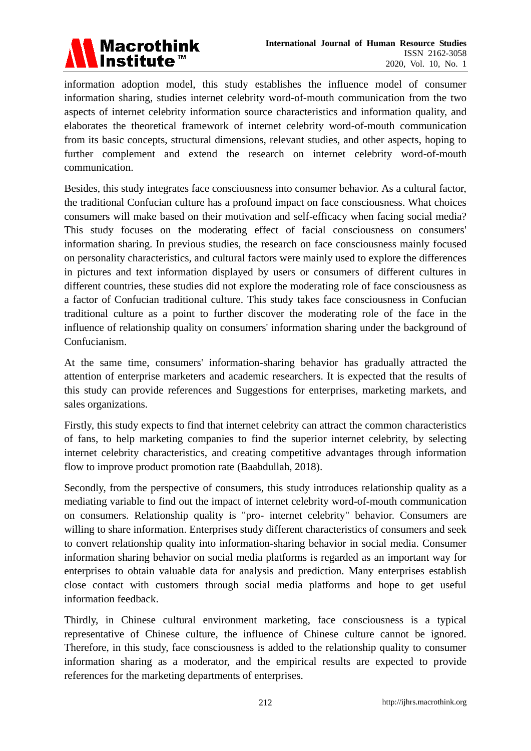information adoption model, this study establishes the influence model of consumer information sharing, studies internet celebrity word-of-mouth communication from the two aspects of internet celebrity information source characteristics and information quality, and elaborates the theoretical framework of internet celebrity word-of-mouth communication from its basic concepts, structural dimensions, relevant studies, and other aspects, hoping to further complement and extend the research on internet celebrity word-of-mouth communication.

Besides, this study integrates face consciousness into consumer behavior. As a cultural factor, the traditional Confucian culture has a profound impact on face consciousness. What choices consumers will make based on their motivation and self-efficacy when facing social media? This study focuses on the moderating effect of facial consciousness on consumers' information sharing. In previous studies, the research on face consciousness mainly focused on personality characteristics, and cultural factors were mainly used to explore the differences in pictures and text information displayed by users or consumers of different cultures in different countries, these studies did not explore the moderating role of face consciousness as a factor of Confucian traditional culture. This study takes face consciousness in Confucian traditional culture as a point to further discover the moderating role of the face in the influence of relationship quality on consumers' information sharing under the background of Confucianism.

At the same time, consumers' information-sharing behavior has gradually attracted the attention of enterprise marketers and academic researchers. It is expected that the results of this study can provide references and Suggestions for enterprises, marketing markets, and sales organizations.

Firstly, this study expects to find that internet celebrity can attract the common characteristics of fans, to help marketing companies to find the superior internet celebrity, by selecting internet celebrity characteristics, and creating competitive advantages through information flow to improve product promotion rate (Baabdullah, 2018).

Secondly, from the perspective of consumers, this study introduces relationship quality as a mediating variable to find out the impact of internet celebrity word-of-mouth communication on consumers. Relationship quality is "pro- internet celebrity" behavior. Consumers are willing to share information. Enterprises study different characteristics of consumers and seek to convert relationship quality into information-sharing behavior in social media. Consumer information sharing behavior on social media platforms is regarded as an important way for enterprises to obtain valuable data for analysis and prediction. Many enterprises establish close contact with customers through social media platforms and hope to get useful information feedback.

Thirdly, in Chinese cultural environment marketing, face consciousness is a typical representative of Chinese culture, the influence of Chinese culture cannot be ignored. Therefore, in this study, face consciousness is added to the relationship quality to consumer information sharing as a moderator, and the empirical results are expected to provide references for the marketing departments of enterprises.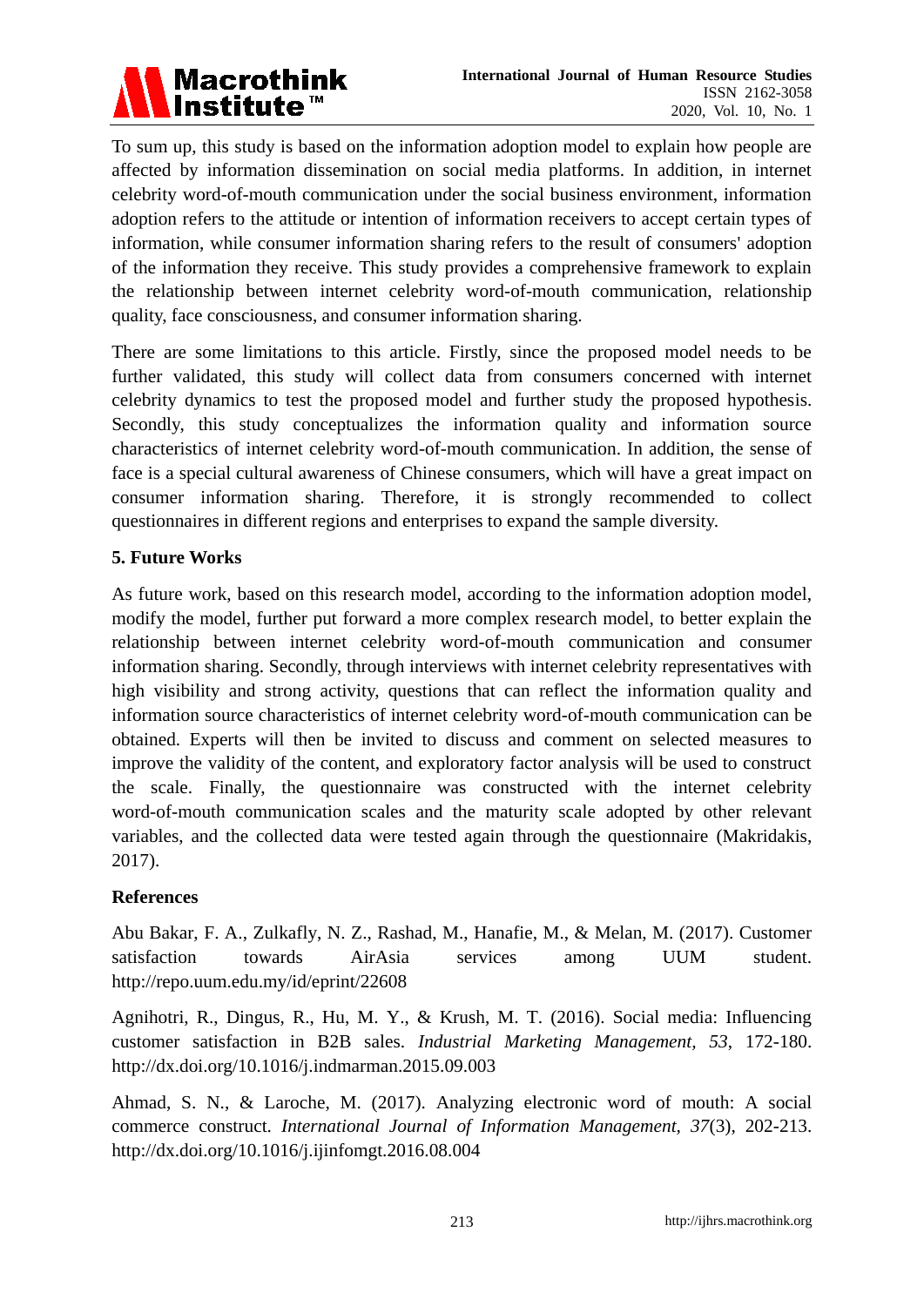To sum up, this study is based on the information adoption model to explain how people are affected by information dissemination on social media platforms. In addition, in internet celebrity word-of-mouth communication under the social business environment, information adoption refers to the attitude or intention of information receivers to accept certain types of information, while consumer information sharing refers to the result of consumers' adoption of the information they receive. This study provides a comprehensive framework to explain the relationship between internet celebrity word-of-mouth communication, relationship quality, face consciousness, and consumer information sharing.

There are some limitations to this article. Firstly, since the proposed model needs to be further validated, this study will collect data from consumers concerned with internet celebrity dynamics to test the proposed model and further study the proposed hypothesis. Secondly, this study conceptualizes the information quality and information source characteristics of internet celebrity word-of-mouth communication. In addition, the sense of face is a special cultural awareness of Chinese consumers, which will have a great impact on consumer information sharing. Therefore, it is strongly recommended to collect questionnaires in different regions and enterprises to expand the sample diversity.

## 5. Future Works

As future work, based on this research model, according to the information adoption model, modify the model, further put forward a more complex research model, to better explain the relationship between internet celebrity word-of-mouth communication and consumer information sharing. Secondly, through interviews with internet celebrity representatives with high visibility and strong activity, questions that can reflect the information quality and information source characteristics of internet celebrity word-of-mouth communication can be obtained. Experts will then be invited to discuss and comment on selected measures to improve the validity of the content, and exploratory factor analysis will be used to construct the scale. Finally, the questionnaire was constructed with the internet celebrity word-of-mouth communication scales and the maturity scale adopted by other relevant variables, and the collected data were tested again through the questionnaire (Makridakis, 2017).

## References

Abu Bakar, F. A., Zulkafly, N. Z., Rashad, M., Hanafie, M., & Melan, M. (2017). Customer satisfaction towards AirAsia services among UUM student. http://repo.uum.edu.my/id/eprint/22608

Agnihotri, R., Dingus, R., Hu, M. Y., & Krush, M. T. (2016). Social media: Influencing customer satisfaction in B2B sales. *Industrial Marketing Management*, *53*, 172-180. http://dx.doi.org/10.1016/j.indmarman.2015.09.003

Ahmad, S. N., & Laroche, M. (2017). Analyzing electronic word of mouth: A social commerce construct. *International Journal of Information Management*, *37*(3), 202-213. http://dx.doi.org/10.1016/j.ijinfomgt.2016.08.004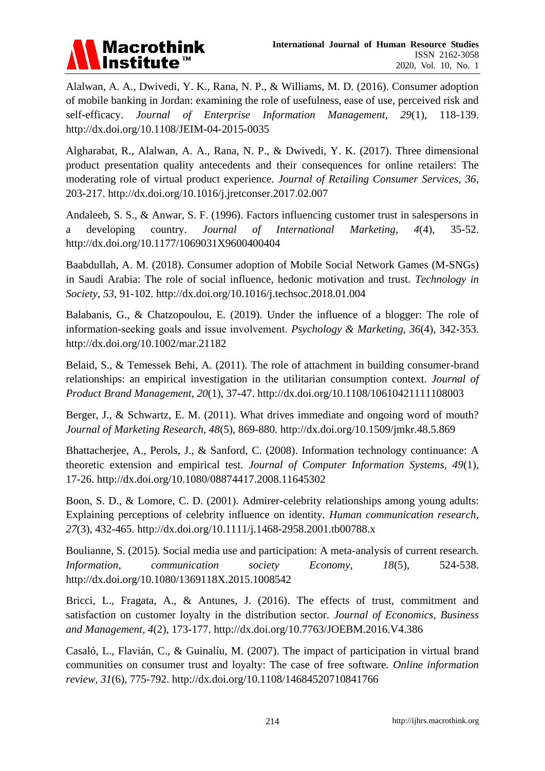Alalwan, A. A., Dwivedi, Y. K., Rana, N. P., & Williams, M. D. (2016). Consumer adoption of mobile banking in Jordan: examining the role of usefulness, ease of use, perceived risk and self-efficacy. *Journal of Enterprise Information Management*, *29*(1), 118-139. http://dx.doi.org/10.1108/JEIM-04-2015-0035

Algharabat, R., Alalwan, A. A., Rana, N. P., & Dwivedi, Y. K. (2017). Three dimensional product presentation quality antecedents and their consequences for online retailers: The moderating role of virtual product experience. *Journal of Retailing Consumer Services, 36*, 203-217. http://dx.doi.org/10.1016/j.jretconser.2017.02.007

Andaleeb, S. S., & Anwar, S. F. (1996). Factors influencing customer trust in salespersons in a developing country. *Journal of International Marketing, 4*(4), 35-52. http://dx.doi.org/10.1177/1069031X9600400404

Baabdullah, A. M. (2018). Consumer adoption of Mobile Social Network Games (M-SNGs) in Saudi Arabia: The role of social influence, hedonic motivation and trust. *Technology in Society, 53*, 91-102. http://dx.doi.org/10.1016/j.techsoc.2018.01.004

Balabanis, G., & Chatzopoulou, E. (2019). Under the influence of a blogger: The role of information-seeking goals and issue involvement. *Psychology & Marketing, 36*(4), 342-353. http://dx.doi.org/10.1002/mar.21182

Belaid, S., & Temessek Behi, A. (2011). The role of attachment in building consumer-brand relationships: an empirical investigation in the utilitarian consumption context. *Journal of Product Brand Management, 20*(1), 37-47. http://dx.doi.org/10.1108/10610421111108003

Berger, J., & Schwartz, E. M. (2011). What drives immediate and ongoing word of mouth? *Journal of Marketing Research, 48*(5), 869-880. http://dx.doi.org/10.1509/jmkr.48.5.869

Bhattacherjee, A., Perols, J., & Sanford, C. (2008). Information technology continuance: A theoretic extension and empirical test. *Journal of Computer Information Systems, 49*(1), 17-26. http://dx.doi.org/10.1080/08874417.2008.11645302

Boon, S. D., & Lomore, C. D. (2001). Admirer-celebrity relationships among young adults: Explaining perceptions of celebrity influence on identity. *Human communication research, 27*(3), 432-465. http://dx.doi.org/10.1111/j.1468-2958.2001.tb00788.x

Boulianne, S. (2015). Social media use and participation: A meta-analysis of current research. *Information, communication society Economy, 18*(5), 524-538. http://dx.doi.org/10.1080/1369118X.2015.1008542

Bricci, L., Fragata, A., & Antunes, J. (2016). The effects of trust, commitment and satisfaction on customer loyalty in the distribution sector. *Journal of Economics, Business and Management, 4*(2), 173-177. http://dx.doi.org/10.7763/JOEBM.2016.V4.386

Casaló, L., Flavián, C., & Guinalíu, M. (2007). The impact of participation in virtual brand communities on consumer trust and loyalty: The case of free software. *Online information review, 31*(6), 775-792. http://dx.doi.org/10.1108/14684520710841766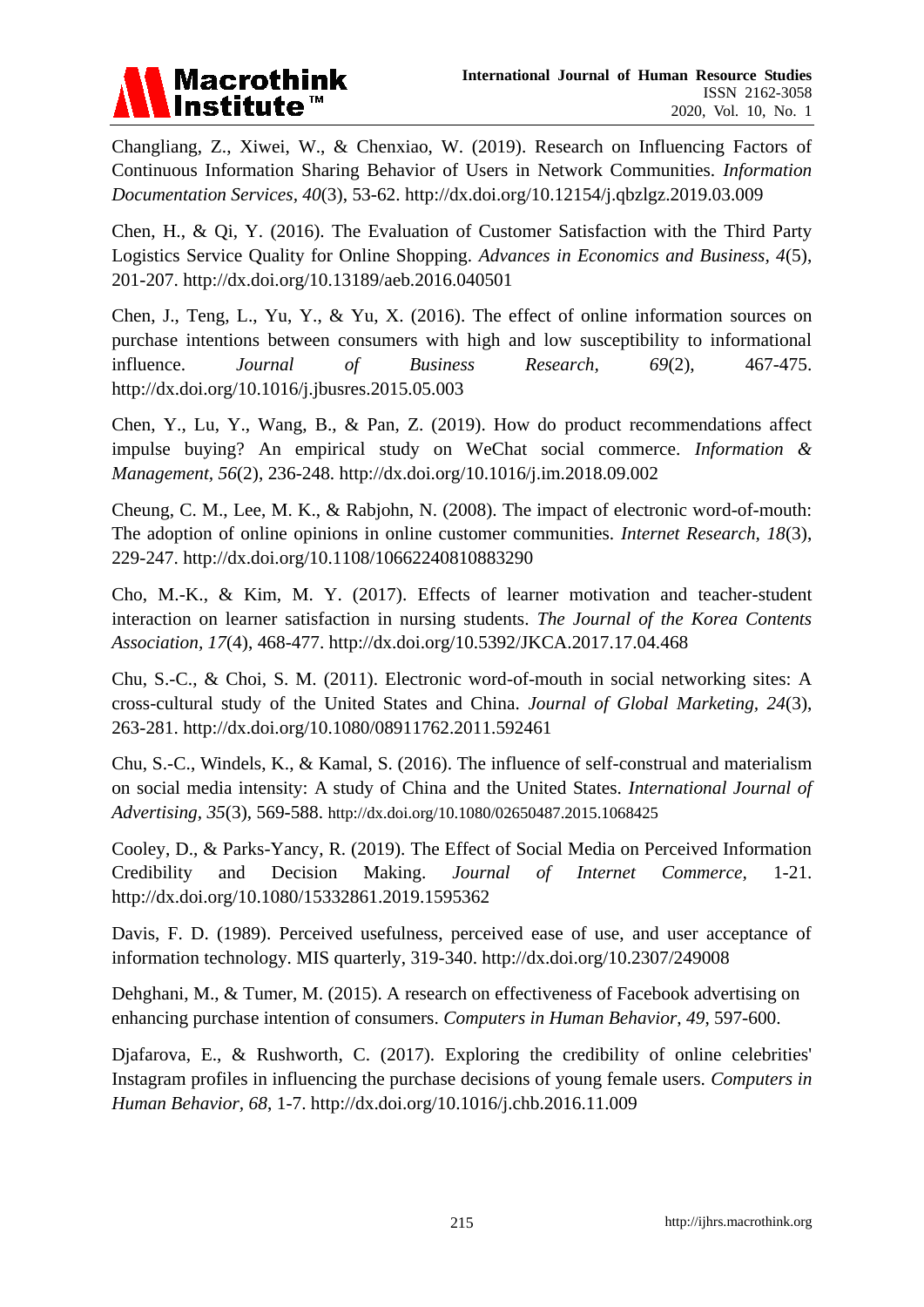Changliang, Z., Xiwei, W., & Chenxiao, W. (2019). Research on Influencing Factors of Continuous Information Sharing Behavior of Users in Network Communities. *Information Documentation Services*, *40*(3), 53-62. http://dx.doi.org/10.12154/j.qbzlgz.2019.03.009

Chen, H., & Qi, Y. (2016). The Evaluation of Customer Satisfaction with the Third Party Logistics Service Quality for Online Shopping. *Advances in Economics and Business*, *4*(5), 201-207. http://dx.doi.org/10.13189/aeb.2016.040501

Chen, J., Teng, L., Yu, Y., & Yu, X. (2016). The effect of online information sources on purchase intentions between consumers with high and low susceptibility to informational influence. *Journal of Business Research*, *69*(2), 467-475. http://dx.doi.org/10.1016/j.jbusres.2015.05.003

Chen, Y., Lu, Y., Wang, B., & Pan, Z. (2019). How do product recommendations affect impulse buying? An empirical study on WeChat social commerce. *Information & Management*, *56*(2), 236-248. http://dx.doi.org/10.1016/j.im.2018.09.002

Cheung, C. M., Lee, M. K., & Rabjohn, N. (2008). The impact of electronic word-of-mouth: The adoption of online opinions in online customer communities. *Internet Research*, *18*(3), 229-247. http://dx.doi.org/10.1108/10662240810883290

Cho, M.-K., & Kim, M. Y. (2017). Effects of learner motivation and teacher-student interaction on learner satisfaction in nursing students. *The Journal of the Korea Contents Association*, *17*(4), 468-477. http://dx.doi.org/10.5392/JKCA.2017.17.04.468

Chu, S.-C., & Choi, S. M. (2011). Electronic word-of-mouth in social networking sites: A cross-cultural study of the United States and China. *Journal of Global Marketing*, *24*(3), 263-281. http://dx.doi.org/10.1080/08911762.2011.592461

Chu, S.-C., Windels, K., & Kamal, S. (2016). The influence of self-construal and materialism on social media intensity: A study of China and the United States. *International Journal of Advertising*, *35*(3), 569-588. http://dx.doi.org/10.1080/02650487.2015.1068425

Cooley, D., & Parks-Yancy, R. (2019). The Effect of Social Media on Perceived Information Credibility and Decision Making. *Journal of Internet Commerce*, 1-21. http://dx.doi.org/10.1080/15332861.2019.1595362

Davis, F. D. (1989). Perceived usefulness, perceived ease of use, and user acceptance of information technology. MIS quarterly, 319-340. http://dx.doi.org/10.2307/249008

Dehghani, M., & Tumer, M. (2015). A research on effectiveness of Facebook advertising on enhancing purchase intention of consumers. *Computers in Human Behavior*, *49*, 597-600.

Djafarova, E., & Rushworth, C. (2017). Exploring the credibility of online celebrities' Instagram profiles in influencing the purchase decisions of young female users. *Computers in Human Behavior*, *68*, 1-7. http://dx.doi.org/10.1016/j.chb.2016.11.009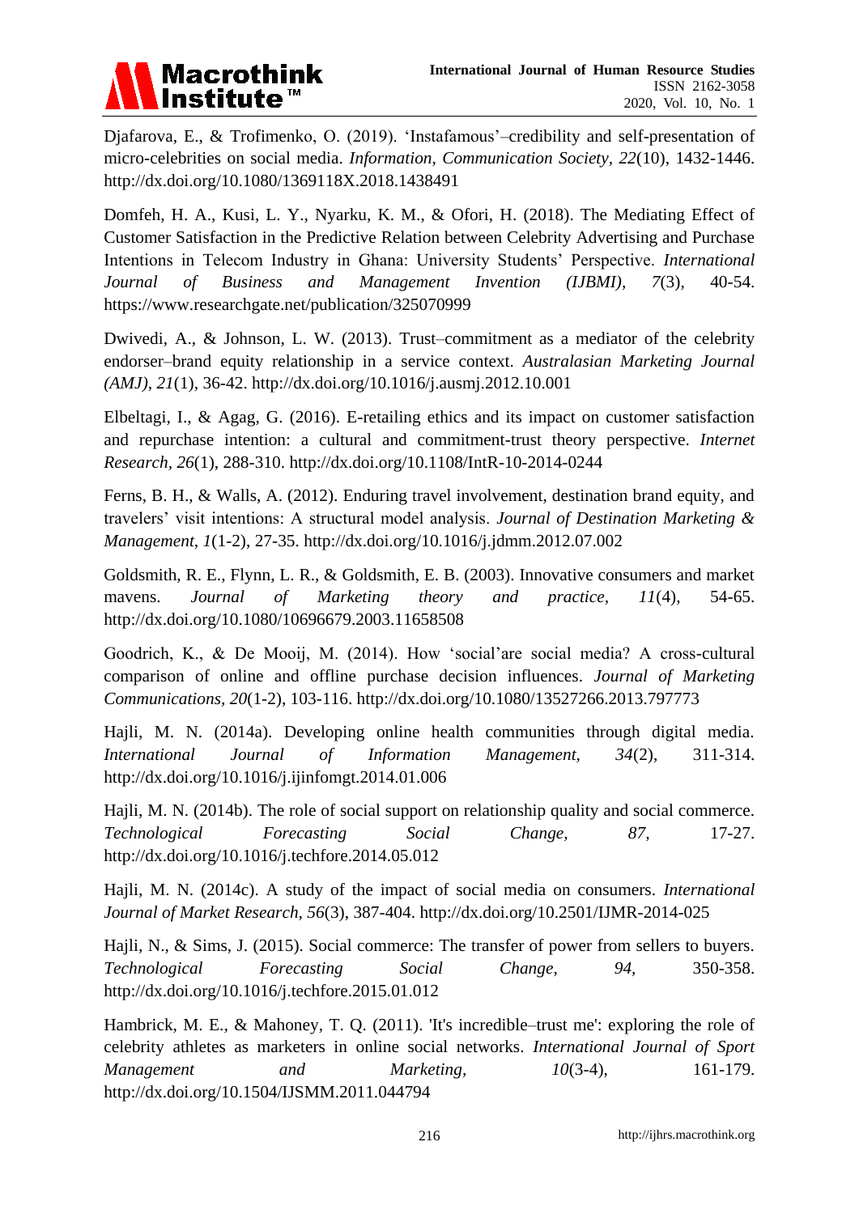Djafarova, E., & Trofimenko, O. (2019). 'Instafamous'–credibility and self-presentation of micro-celebrities on social media. *Information, Communication Society, 22*(10), 1432-1446. http://dx.doi.org/10.1080/1369118X.2018.1438491

Domfeh, H. A., Kusi, L. Y., Nyarku, K. M., & Ofori, H. (2018). The Mediating Effect of Customer Satisfaction in the Predictive Relation between Celebrity Advertising and Purchase Intentions in Telecom Industry in Ghana: University Students' Perspective. *International Journal of Business and Management Invention (IJBMI), 7*(3), 40-54. https://www.researchgate.net/publication/325070999

Dwivedi, A., & Johnson, L. W. (2013). Trust–commitment as a mediator of the celebrity endorser–brand equity relationship in a service context. *Australasian Marketing Journal (AMJ), 21*(1), 36-42. http://dx.doi.org/10.1016/j.ausmj.2012.10.001

Elbeltagi, I., & Agag, G. (2016). E-retailing ethics and its impact on customer satisfaction and repurchase intention: a cultural and commitment-trust theory perspective. *Internet Research, 26*(1), 288-310. http://dx.doi.org/10.1108/IntR-10-2014-0244

Ferns, B. H., & Walls, A. (2012). Enduring travel involvement, destination brand equity, and travelers' visit intentions: A structural model analysis. *Journal of Destination Marketing & Management, 1*(1-2), 27-35. http://dx.doi.org/10.1016/j.jdmm.2012.07.002

Goldsmith, R. E., Flynn, L. R., & Goldsmith, E. B. (2003). Innovative consumers and market mavens. *Journal of Marketing theory and practice, 11*(4), 54-65. http://dx.doi.org/10.1080/10696679.2003.11658508

Goodrich, K., & De Mooij, M. (2014). How 'social'are social media? A cross-cultural comparison of online and offline purchase decision influences. *Journal of Marketing Communications, 20*(1-2), 103-116. http://dx.doi.org/10.1080/13527266.2013.797773

Hajli, M. N. (2014a). Developing online health communities through digital media. *International Journal of Information Management, 34*(2), 311-314. http://dx.doi.org/10.1016/j.ijinfomgt.2014.01.006

Hajli, M. N. (2014b). The role of social support on relationship quality and social commerce. *Technological Forecasting Social Change, 87,* 17-27. http://dx.doi.org/10.1016/j.techfore.2014.05.012

Hajli, M. N. (2014c). A study of the impact of social media on consumers. *International Journal of Market Research, 56*(3), 387-404. http://dx.doi.org/10.2501/IJMR-2014-025

Hajli, N., & Sims, J. (2015). Social commerce: The transfer of power from sellers to buyers. *Technological Forecasting Social Change, 94,* 350-358. http://dx.doi.org/10.1016/j.techfore.2015.01.012

Hambrick, M. E., & Mahoney, T. Q. (2011). 'It's incredible–trust me': exploring the role of celebrity athletes as marketers in online social networks. *International Journal of Sport Management and Marketing, 10*(3-4), 161-179. http://dx.doi.org/10.1504/IJSMM.2011.044794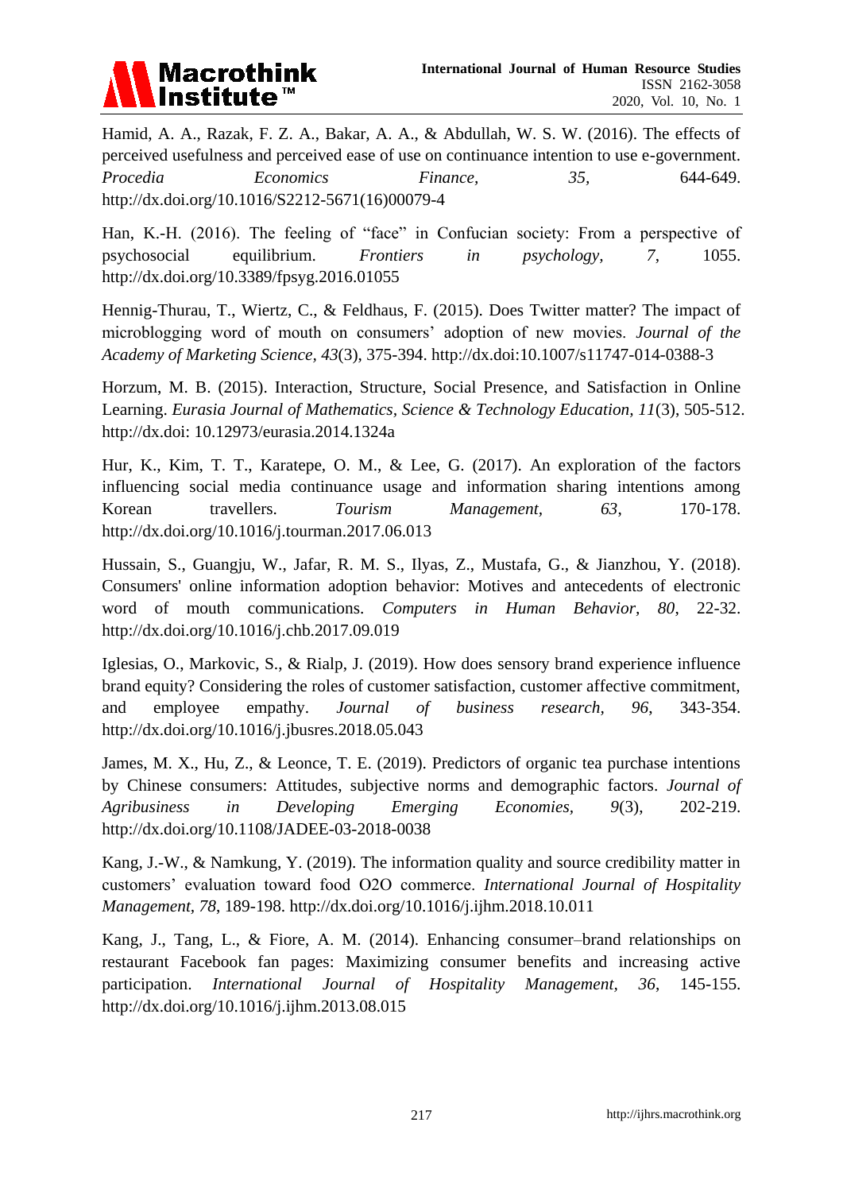Hamid, A. A., Razak, F. Z. A., Bakar, A. A., & Abdullah, W. S. W. (2016). The effects of perceived usefulness and perceived ease of use on continuance intention to use e-government. *Procedia Economics Finance, 35*, 644-649. http://dx.doi.org/10.1016/S2212-5671(16)00079-4

Han, K.-H. (2016). The feeling of "face" in Confucian society: From a perspective of psychosocial equilibrium. *Frontiers in psychology, 7*, 1055. http://dx.doi.org/10.3389/fpsyg.2016.01055

Hennig-Thurau, T., Wiertz, C., & Feldhaus, F. (2015). Does Twitter matter? The impact of microblogging word of mouth on consumers' adoption of new movies. *Journal of the Academy of Marketing Science, 43*(3), 375-394. http://dx.doi:10.1007/s11747-014-0388-3

Horzum, M. B. (2015). Interaction, Structure, Social Presence, and Satisfaction in Online Learning. *Eurasia Journal of Mathematics, Science & Technology Education, 11*(3), 505-512. http://dx.doi: 10.12973/eurasia.2014.1324a

Hur, K., Kim, T. T., Karatepe, O. M., & Lee, G. (2017). An exploration of the factors influencing social media continuance usage and information sharing intentions among Korean travellers. *Tourism Management, 63*, 170-178. http://dx.doi.org/10.1016/j.tourman.2017.06.013

Hussain, S., Guangju, W., Jafar, R. M. S., Ilyas, Z., Mustafa, G., & Jianzhou, Y. (2018). Consumers' online information adoption behavior: Motives and antecedents of electronic word of mouth communications. *Computers in Human Behavior, 80*, 22-32. http://dx.doi.org/10.1016/j.chb.2017.09.019

Iglesias, O., Markovic, S., & Rialp, J. (2019). How does sensory brand experience influence brand equity? Considering the roles of customer satisfaction, customer affective commitment, and employee empathy. *Journal of business research, 96*, 343-354. http://dx.doi.org/10.1016/j.jbusres.2018.05.043

James, M. X., Hu, Z., & Leonce, T. E. (2019). Predictors of organic tea purchase intentions by Chinese consumers: Attitudes, subjective norms and demographic factors. *Journal of Agribusiness in Developing Emerging Economies, 9*(3), 202-219. http://dx.doi.org/10.1108/JADEE-03-2018-0038

Kang, J.-W., & Namkung, Y. (2019). The information quality and source credibility matter in customers' evaluation toward food O2O commerce. *International Journal of Hospitality Management, 78*, 189-198. http://dx.doi.org/10.1016/j.ijhm.2018.10.011

Kang, J., Tang, L., & Fiore, A. M. (2014). Enhancing consumer–brand relationships on restaurant Facebook fan pages: Maximizing consumer benefits and increasing active participation. *International Journal of Hospitality Management, 36*, 145-155. http://dx.doi.org/10.1016/j.ijhm.2013.08.015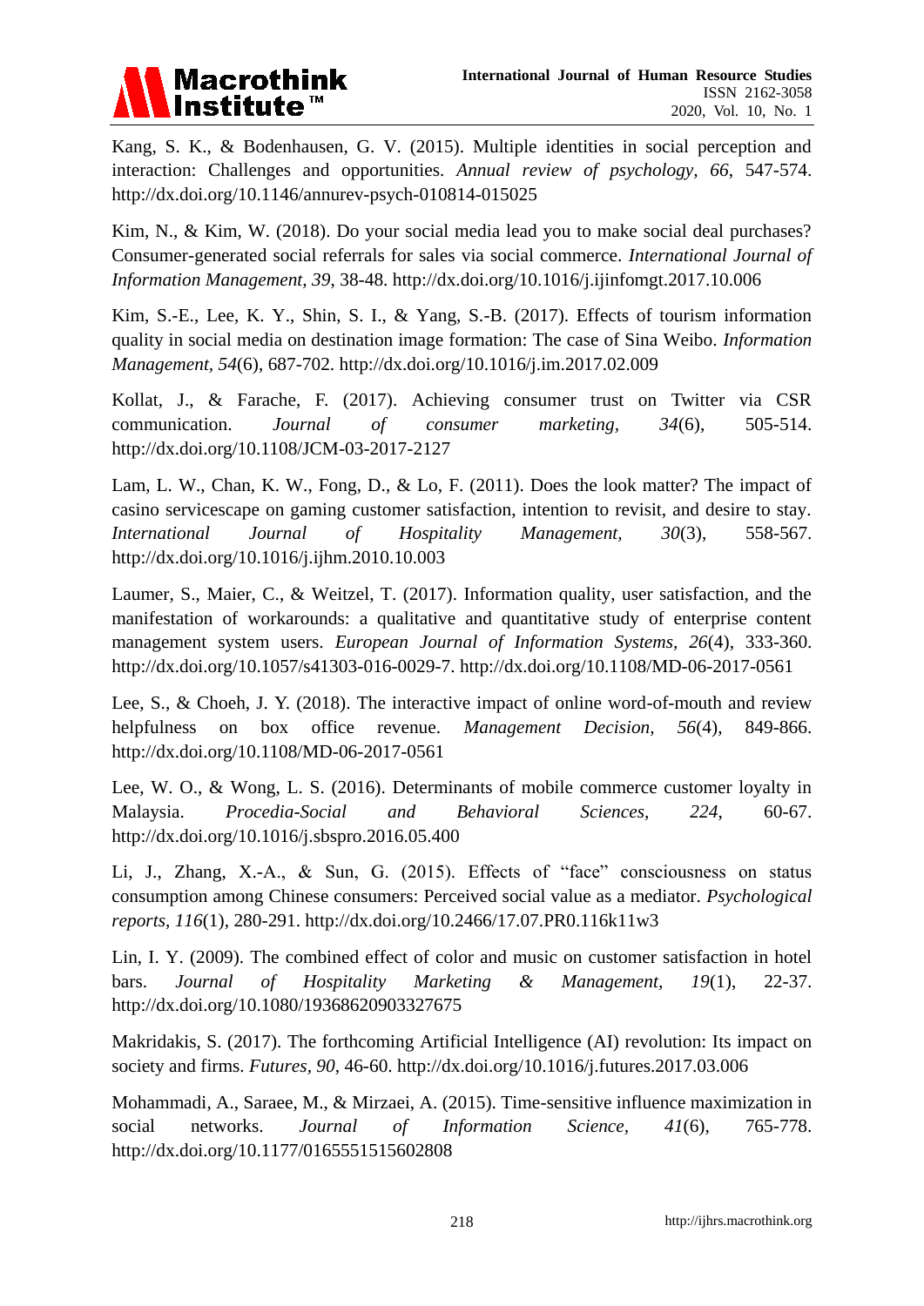Kang, S. K., & Bodenhausen, G. V. (2015). Multiple identities in social perception and interaction: Challenges and opportunities. *Annual review of psychology, 66*, 547-574. http://dx.doi.org/10.1146/annurev-psych-010814-015025

Kim, N., & Kim, W. (2018). Do your social media lead you to make social deal purchases? Consumer-generated social referrals for sales via social commerce. *International Journal of Information Management, 39*, 38-48. http://dx.doi.org/10.1016/j.ijinfomgt.2017.10.006

Kim, S.-E., Lee, K. Y., Shin, S. I., & Yang, S.-B. (2017). Effects of tourism information quality in social media on destination image formation: The case of Sina Weibo. *Information Management, 54*(6), 687-702. http://dx.doi.org/10.1016/j.im.2017.02.009

Kollat, J., & Farache, F. (2017). Achieving consumer trust on Twitter via CSR communication. *Journal of consumer marketing, 34*(6), 505-514. http://dx.doi.org/10.1108/JCM-03-2017-2127

Lam, L. W., Chan, K. W., Fong, D., & Lo, F. (2011). Does the look matter? The impact of casino servicescape on gaming customer satisfaction, intention to revisit, and desire to stay. *International Journal of Hospitality Management, 30*(3), 558-567. http://dx.doi.org/10.1016/j.ijhm.2010.10.003

Laumer, S., Maier, C., & Weitzel, T. (2017). Information quality, user satisfaction, and the manifestation of workarounds: a qualitative and quantitative study of enterprise content management system users. *European Journal of Information Systems, 26*(4), 333-360. http://dx.doi.org/10.1057/s41303-016-0029-7. http://dx.doi.org/10.1108/MD-06-2017-0561

Lee, S., & Choeh, J. Y. (2018). The interactive impact of online word-of-mouth and review helpfulness on box office revenue. *Management Decision, 56*(4), 849-866. http://dx.doi.org/10.1108/MD-06-2017-0561

Lee, W. O., & Wong, L. S. (2016). Determinants of mobile commerce customer loyalty in Malaysia. *Procedia-Social and Behavioral Sciences, 224*, 60-67. http://dx.doi.org/10.1016/j.sbspro.2016.05.400

Li, J., Zhang, X.-A., & Sun, G. (2015). Effects of "face" consciousness on status consumption among Chinese consumers: Perceived social value as a mediator. *Psychological reports, 116*(1), 280-291. http://dx.doi.org/10.2466/17.07.PR0.116k11w3

Lin, I. Y. (2009). The combined effect of color and music on customer satisfaction in hotel bars. *Journal of Hospitality Marketing & Management, 19*(1), 22-37. http://dx.doi.org/10.1080/19368620903327675

Makridakis, S. (2017). The forthcoming Artificial Intelligence (AI) revolution: Its impact on society and firms. *Futures, 90*, 46-60. http://dx.doi.org/10.1016/j.futures.2017.03.006

Mohammadi, A., Saraee, M., & Mirzaei, A. (2015). Time-sensitive influence maximization in social networks. *Journal of Information Science, 41*(6), 765-778. http://dx.doi.org/10.1177/0165551515602808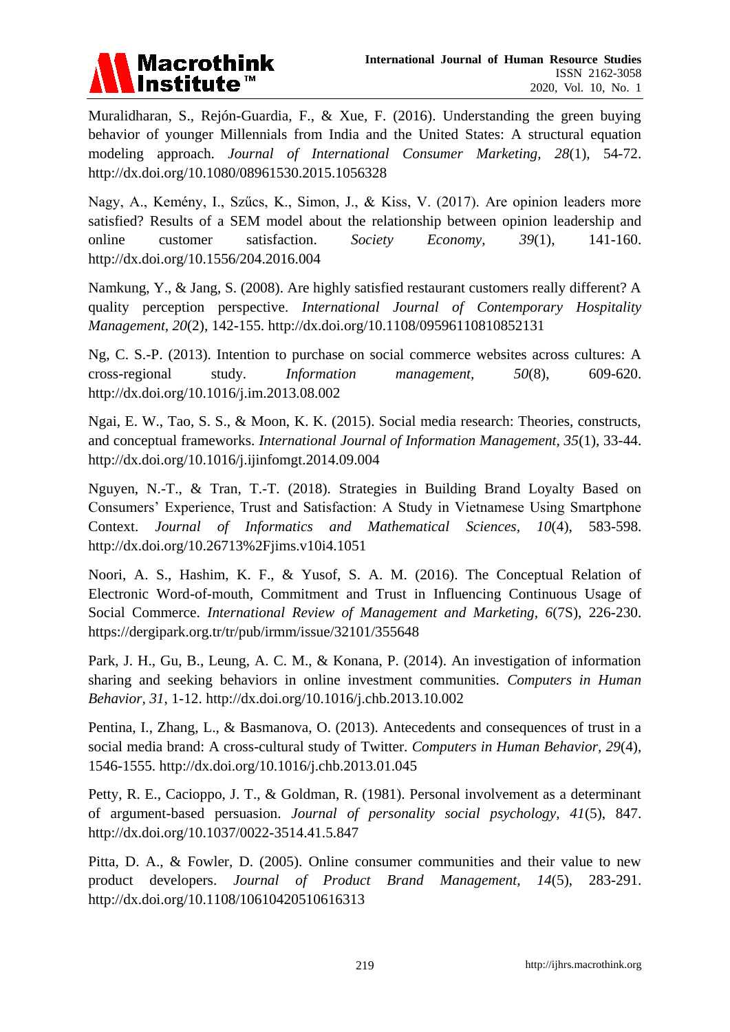Muralidharan, S., Rejón-Guardia, F., & Xue, F. (2016). Understanding the green buying behavior of younger Millennials from India and the United States: A structural equation modeling approach. *Journal of International Consumer Marketing, 28*(1), 54-72. http://dx.doi.org/10.1080/08961530.2015.1056328

Nagy, A., Kemény, I., Szűcs, K., Simon, J., & Kiss, V. (2017). Are opinion leaders more satisfied? Results of a SEM model about the relationship between opinion leadership and online customer satisfaction. *Society Economy, 39*(1), 141-160. http://dx.doi.org/10.1556/204.2016.004

Namkung, Y., & Jang, S. (2008). Are highly satisfied restaurant customers really different? A quality perception perspective. *International Journal of Contemporary Hospitality Management, 20*(2), 142-155. http://dx.doi.org/10.1108/09596110810852131

Ng, C. S.-P. (2013). Intention to purchase on social commerce websites across cultures: A cross-regional study. *Information management, 50*(8), 609-620. http://dx.doi.org/10.1016/j.im.2013.08.002

Ngai, E. W., Tao, S. S., & Moon, K. K. (2015). Social media research: Theories, constructs, and conceptual frameworks. *International Journal of Information Management, 35*(1), 33-44. http://dx.doi.org/10.1016/j.ijinfomgt.2014.09.004

Nguyen, N.-T., & Tran, T.-T. (2018). Strategies in Building Brand Loyalty Based on Consumers' Experience, Trust and Satisfaction: A Study in Vietnamese Using Smartphone Context. *Journal of Informatics and Mathematical Sciences, 10*(4), 583-598. http://dx.doi.org/10.26713%2Fjims.v10i4.1051

Noori, A. S., Hashim, K. F., & Yusof, S. A. M. (2016). The Conceptual Relation of Electronic Word-of-mouth, Commitment and Trust in Influencing Continuous Usage of Social Commerce. *International Review of Management and Marketing, 6*(7S), 226-230. https://dergipark.org.tr/tr/pub/irmm/issue/32101/355648

Park, J. H., Gu, B., Leung, A. C. M., & Konana, P. (2014). An investigation of information sharing and seeking behaviors in online investment communities. *Computers in Human Behavior, 31*, 1-12. http://dx.doi.org/10.1016/j.chb.2013.10.002

Pentina, I., Zhang, L., & Basmanova, O. (2013). Antecedents and consequences of trust in a social media brand: A cross-cultural study of Twitter. *Computers in Human Behavior, 29*(4), 1546-1555. http://dx.doi.org/10.1016/j.chb.2013.01.045

Petty, R. E., Cacioppo, J. T., & Goldman, R. (1981). Personal involvement as a determinant of argument-based persuasion. *Journal of personality social psychology, 41*(5), 847. http://dx.doi.org/10.1037/0022-3514.41.5.847

Pitta, D. A., & Fowler, D. (2005). Online consumer communities and their value to new product developers. *Journal of Product Brand Management, 14*(5), 283-291. http://dx.doi.org/10.1108/10610420510616313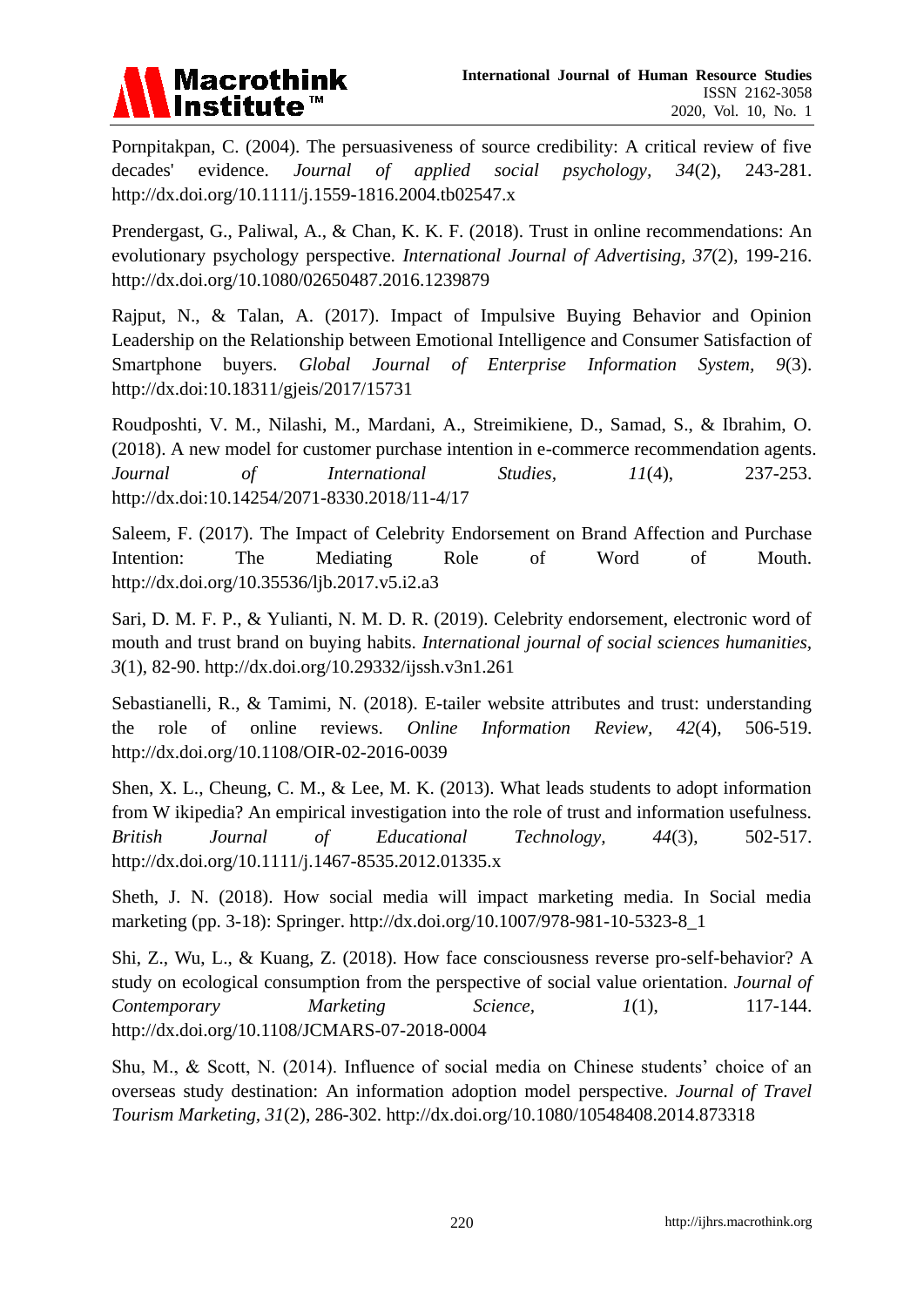Pornpitakpan, C. (2004). The persuasiveness of source credibility: A critical review of five decades' evidence. *Journal of applied social psychology*, *34*(2), 243-281. http://dx.doi.org/10.1111/j.1559-1816.2004.tb02547.x

Prendergast, G., Paliwal, A., & Chan, K. K. F. (2018). Trust in online recommendations: An evolutionary psychology perspective. *International Journal of Advertising, 37*(2), 199-216. http://dx.doi.org/10.1080/02650487.2016.1239879

Rajput, N., & Talan, A. (2017). Impact of Impulsive Buying Behavior and Opinion Leadership on the Relationship between Emotional Intelligence and Consumer Satisfaction of Smartphone buyers. *Global Journal of Enterprise Information System, 9*(3). http://dx.doi:10.18311/gjeis/2017/15731

Roudposhti, V. M., Nilashi, M., Mardani, A., Streimikiene, D., Samad, S., & Ibrahim, O. (2018). A new model for customer purchase intention in e-commerce recommendation agents. *Journal of International Studies, 11*(4), 237-253. http://dx.doi:10.14254/2071-8330.2018/11-4/17

Saleem, F. (2017). The Impact of Celebrity Endorsement on Brand Affection and Purchase Intention: The Mediating Role of Word of Mouth. http://dx.doi.org/10.35536/ljb.2017.v5.i2.a3

Sari, D. M. F. P., & Yulianti, N. M. D. R. (2019). Celebrity endorsement, electronic word of mouth and trust brand on buying habits. *International journal of social sciences humanities, 3*(1), 82-90. http://dx.doi.org/10.29332/ijssh.v3n1.261

Sebastianelli, R., & Tamimi, N. (2018). E-tailer website attributes and trust: understanding the role of online reviews. *Online Information Review, 42*(4), 506-519. http://dx.doi.org/10.1108/OIR-02-2016-0039

Shen, X. L., Cheung, C. M., & Lee, M. K. (2013). What leads students to adopt information from W ikipedia? An empirical investigation into the role of trust and information usefulness. *British Journal of Educational Technology, 44*(3), 502-517. http://dx.doi.org/10.1111/j.1467-8535.2012.01335.x

Sheth, J. N. (2018). How social media will impact marketing media. In Social media marketing (pp. 3-18): Springer. http://dx.doi.org/10.1007/978-981-10-5323-8_1

Shi, Z., Wu, L., & Kuang, Z. (2018). How face consciousness reverse pro-self-behavior? A study on ecological consumption from the perspective of social value orientation. *Journal of Contemporary Marketing Science, 1*(1), 117-144. http://dx.doi.org/10.1108/JCMARS-07-2018-0004

Shu, M., & Scott, N. (2014). Influence of social media on Chinese students' choice of an overseas study destination: An information adoption model perspective. *Journal of Travel Tourism Marketing*, *31*(2), 286-302. http://dx.doi.org/10.1080/10548408.2014.873318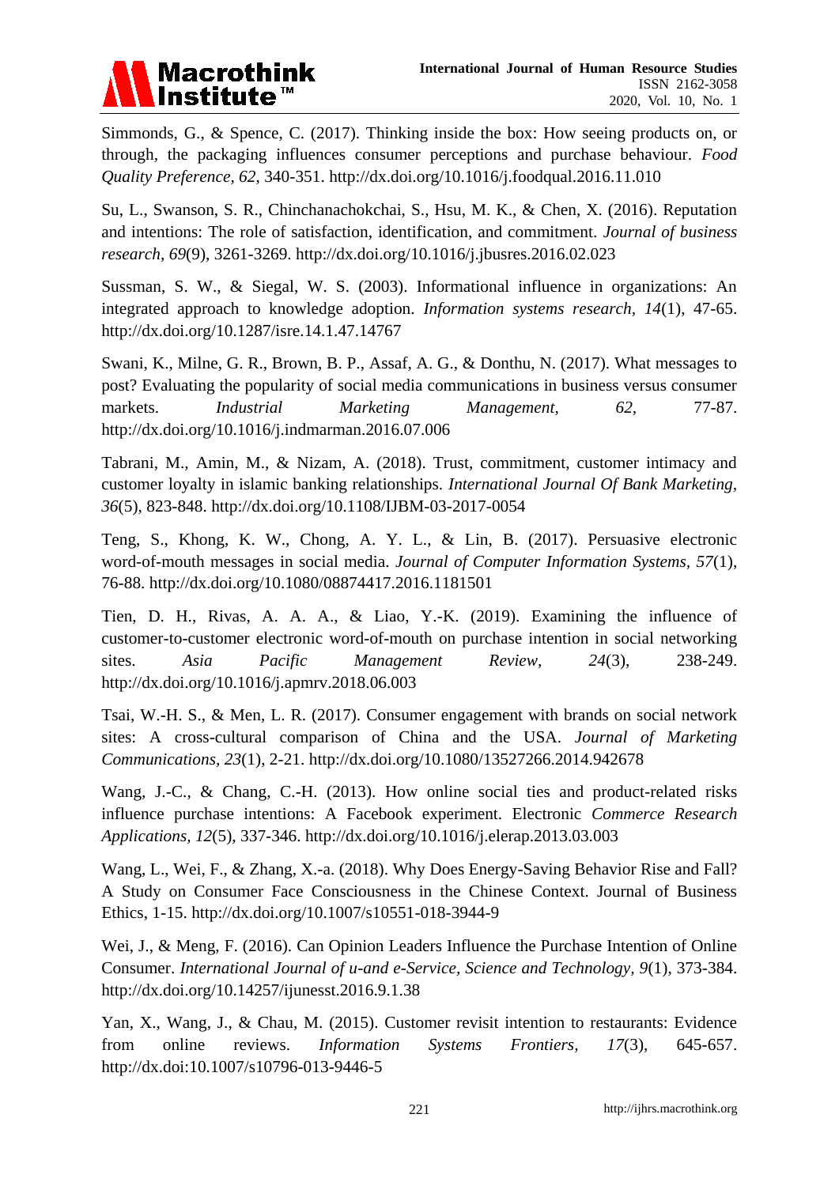Simmonds, G., & Spence, C. (2017). Thinking inside the box: How seeing products on, or through, the packaging influences consumer perceptions and purchase behaviour. *Food Quality Preference, 62*, 340-351. http://dx.doi.org/10.1016/j.foodqual.2016.11.010

Su, L., Swanson, S. R., Chinchanachokchai, S., Hsu, M. K., & Chen, X. (2016). Reputation and intentions: The role of satisfaction, identification, and commitment. *Journal of business research, 69*(9), 3261-3269. http://dx.doi.org/10.1016/j.jbusres.2016.02.023

Sussman, S. W., & Siegal, W. S. (2003). Informational influence in organizations: An integrated approach to knowledge adoption. *Information systems research, 14*(1), 47-65. http://dx.doi.org/10.1287/isre.14.1.47.14767

Swani, K., Milne, G. R., Brown, B. P., Assaf, A. G., & Donthu, N. (2017). What messages to post? Evaluating the popularity of social media communications in business versus consumer markets. *Industrial Marketing Management, 62*, 77-87. http://dx.doi.org/10.1016/j.indmarman.2016.07.006

Tabrani, M., Amin, M., & Nizam, A. (2018). Trust, commitment, customer intimacy and customer loyalty in islamic banking relationships. *International Journal Of Bank Marketing, 36*(5), 823-848. http://dx.doi.org/10.1108/IJBM-03-2017-0054

Teng, S., Khong, K. W., Chong, A. Y. L., & Lin, B. (2017). Persuasive electronic word-of-mouth messages in social media. *Journal of Computer Information Systems, 57*(1), 76-88. http://dx.doi.org/10.1080/08874417.2016.1181501

Tien, D. H., Rivas, A. A. A., & Liao, Y.-K. (2019). Examining the influence of customer-to-customer electronic word-of-mouth on purchase intention in social networking sites. *Asia Pacific Management Review, 24*(3), 238-249. http://dx.doi.org/10.1016/j.apmrv.2018.06.003

Tsai, W.-H. S., & Men, L. R. (2017). Consumer engagement with brands on social network sites: A cross-cultural comparison of China and the USA. *Journal of Marketing Communications, 23*(1), 2-21. http://dx.doi.org/10.1080/13527266.2014.942678

Wang, J.-C., & Chang, C.-H. (2013). How online social ties and product-related risks influence purchase intentions: A Facebook experiment. Electronic *Commerce Research Applications, 12*(5), 337-346. http://dx.doi.org/10.1016/j.elerap.2013.03.003

Wang, L., Wei, F., & Zhang, X.-a. (2018). Why Does Energy-Saving Behavior Rise and Fall? A Study on Consumer Face Consciousness in the Chinese Context. Journal of Business Ethics, 1-15. http://dx.doi.org/10.1007/s10551-018-3944-9

Wei, J., & Meng, F. (2016). Can Opinion Leaders Influence the Purchase Intention of Online Consumer. *International Journal of u-and e-Service, Science and Technology, 9*(1), 373-384. http://dx.doi.org/10.14257/ijunesst.2016.9.1.38

Yan, X., Wang, J., & Chau, M. (2015). Customer revisit intention to restaurants: Evidence from online reviews. *Information Systems Frontiers, 17*(3), 645-657. http://dx.doi:10.1007/s10796-013-9446-5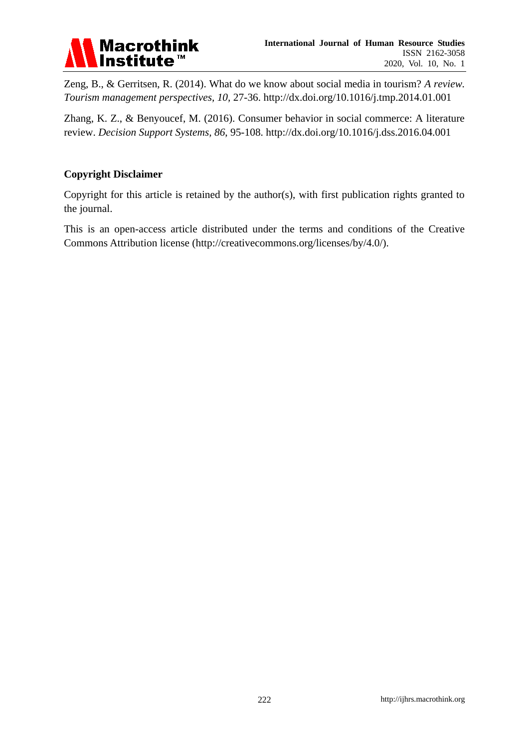Zeng, B., & Gerritsen, R. (2014). What do we know about social media in tourism? *A review. Tourism management perspectives, 10,* 27-36. http://dx.doi.org/10.1016/j.tmp.2014.01.001

Zhang, K. Z., & Benyoucef, M. (2016). Consumer behavior in social commerce: A literature review. *Decision Support Systems, 86*, 95-108. http://dx.doi.org/10.1016/j.dss.2016.04.001

**Copyright Disclaimer**

Copyright for this article is retained by the author(s), with first publication rights granted to the journal.

This is an open-access article distributed under the terms and conditions of the Creative Commons Attribution license (http://creativecommons.org/licenses/by/4.0/).